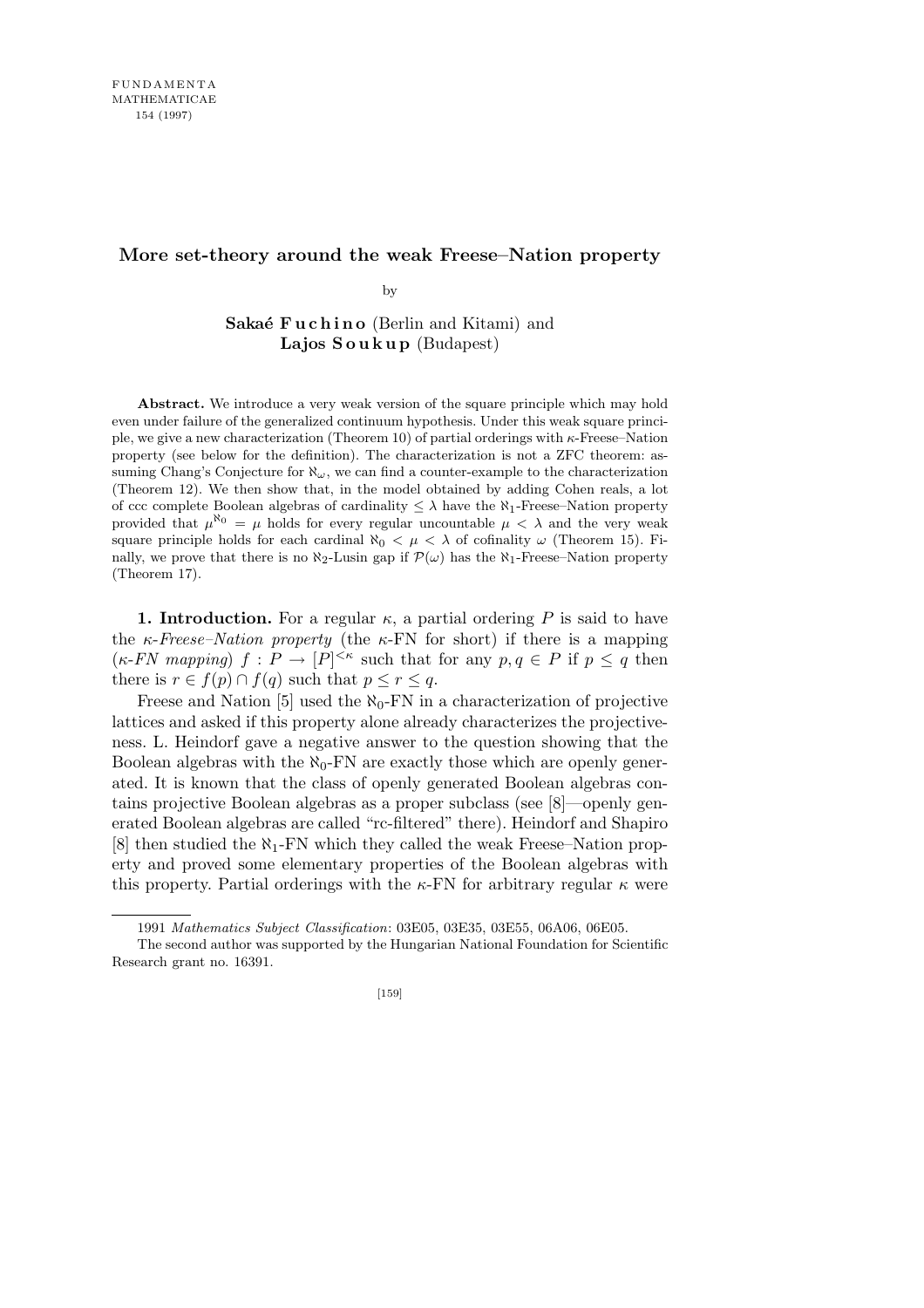# More set-theory around the weak Freese–Nation property

by

**Sakaé Fuchino** (Berlin and Kitami) and
**Lajos Soukup** (Budapest)

**Abstract.** We introduce a very weak version of the square principle which may hold even under failure of the generalized continuum hypothesis. Under this weak square principle, we give a new characterization (Theorem 10) of partial orderings with $\kappa$-Freese–Nation property (see below for the definition). The characterization is not a ZFC theorem: assuming Chang's Conjecture for $\aleph_\omega$, we can find a counter-example to the characterization (Theorem 12). We then show that, in the model obtained by adding Cohen reals, a lot of ccc complete Boolean algebras of cardinality $\leq \lambda$ have the $\aleph_1$-Freese–Nation property provided that $\mu^{\aleph_0} = \mu$ holds for every regular uncountable $\mu < \lambda$ and the very weak square principle holds for each cardinal $\aleph_0 < \mu < \lambda$ of cofinality $\omega$ (Theorem 15). Finally, we prove that there is no $\aleph_2$-Lusin gap if $\mathcal{P}(\omega)$ has the $\aleph_1$-Freese–Nation property (Theorem 17).

**1. Introduction.** For a regular $\kappa$, a partial ordering $P$ is said to have the *$\kappa$-Freese–Nation property* (the $\kappa$-FN for short) if there is a mapping (*$\kappa$-FN mapping*) $f : P \to [P]^{<\kappa}$ such that for any $p, q \in P$ if $p \leq q$ then there is $r \in f(p) \cap f(q)$ such that $p \leq r \leq q$.

Freese and Nation [5] used the $\aleph_0$-FN in a characterization of projective lattices and asked if this property alone already characterizes the projectiveness. L. Heindorf gave a negative answer to the question showing that the Boolean algebras with the $\aleph_0$-FN are exactly those which are openly generated. It is known that the class of openly generated Boolean algebras contains projective Boolean algebras as a proper subclass (see [8]—openly generated Boolean algebras are called "rc-filtered" there). Heindorf and Shapiro [8] then studied the $\aleph_1$-FN which they called the weak Freese–Nation property and proved some elementary properties of the Boolean algebras with this property. Partial orderings with the $\kappa$-FN for arbitrary regular $\kappa$ were

---

1991 *Mathematics Subject Classification*: 03E05, 03E35, 03E55, 06A06, 06E05.

The second author was supported by the Hungarian National Foundation for Scientific Research grant no. 16391.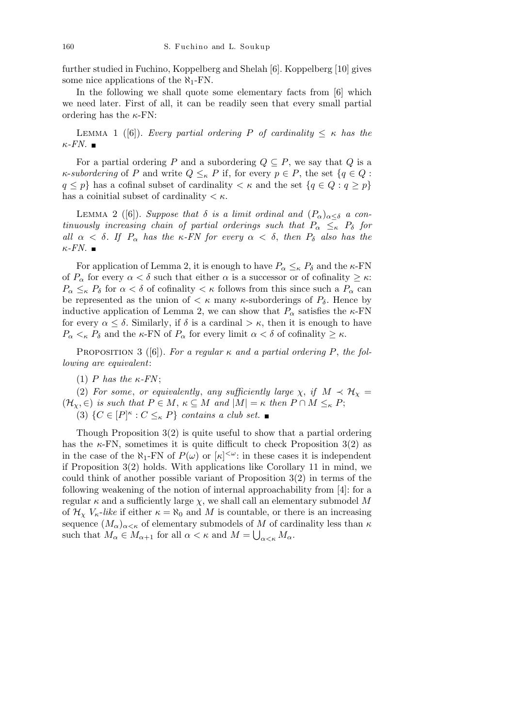further studied in Fuchino, Koppelberg and Shelah [6]. Koppelberg [10] gives some nice applications of the $\aleph_1$-FN.

In the following we shall quote some elementary facts from [6] which we need later. First of all, it can be readily seen that every small partial ordering has the $\kappa$-FN:

Lemma 1 ([6]). *Every partial ordering $P$ of cardinality $\leq \kappa$ has the $\kappa$-FN.* ■

For a partial ordering $P$ and a subordering $Q \subseteq P$, we say that $Q$ is a *$\kappa$-subordering* of $P$ and write $Q \leq_\kappa P$ if, for every $p \in P$, the set $\{q \in Q : q \leq p\}$ has a cofinal subset of cardinality $< \kappa$ and the set $\{q \in Q : q \geq p\}$ has a coinitial subset of cardinality $< \kappa$.

Lemma 2 ([6]). *Suppose that $\delta$ is a limit ordinal and $(P_\alpha)_{\alpha \leq \delta}$ a continuously increasing chain of partial orderings such that $P_\alpha \leq_\kappa P_\delta$ for all $\alpha < \delta$. If $P_\alpha$ has the $\kappa$-FN for every $\alpha < \delta$, then $P_\delta$ also has the $\kappa$-FN.* ■

For application of Lemma 2, it is enough to have $P_\alpha \leq_\kappa P_\delta$ and the $\kappa$-FN of $P_\alpha$ for every $\alpha < \delta$ such that either $\alpha$ is a successor or of cofinality $\geq \kappa$: $P_\alpha \leq_\kappa P_\delta$ for $\alpha < \delta$ of cofinality $< \kappa$ follows from this since such a $P_\alpha$ can be represented as the union of $< \kappa$ many $\kappa$-suborderings of $P_\delta$. Hence by inductive application of Lemma 2, we can show that $P_\alpha$ satisfies the $\kappa$-FN for every $\alpha \leq \delta$. Similarly, if $\delta$ is a cardinal $> \kappa$, then it is enough to have $P_\alpha <_\kappa P_\delta$ and the $\kappa$-FN of $P_\alpha$ for every limit $\alpha < \delta$ of cofinality $\geq \kappa$.

Proposition 3 ([6]). *For a regular $\kappa$ and a partial ordering $P$, the following are equivalent*:

(1) *$P$ has the $\kappa$-FN*;

(2) *For some*, *or equivalently*, *any sufficiently large $\chi$, if $M \prec \mathcal{H}_\chi = (\mathcal{H}_\chi, \in)$ is such that $P \in M$, $\kappa \subseteq M$ and $|M| = \kappa$ then $P \cap M \leq_\kappa P$*;

(3) *$\{C \in [P]^\kappa : C \leq_\kappa P\}$ contains a club set.* ■

Though Proposition 3(2) is quite useful to show that a partial ordering has the $\kappa$-FN, sometimes it is quite difficult to check Proposition 3(2) as in the case of the $\aleph_1$-FN of $P(\omega)$ or $[\kappa]^{<\omega}$: in these cases it is independent if Proposition 3(2) holds. With applications like Corollary 11 in mind, we could think of another possible variant of Proposition 3(2) in terms of the following weakening of the notion of internal approachability from [4]: for a regular $\kappa$ and a sufficiently large $\chi$, we shall call an elementary submodel $M$ of $\mathcal{H}_\chi$ *$V_\kappa$-like* if either $\kappa = \aleph_0$ and $M$ is countable, or there is an increasing sequence $(M_\alpha)_{\alpha<\kappa}$ of elementary submodels of $M$ of cardinality less than $\kappa$ such that $M_\alpha \in M_{\alpha+1}$ for all $\alpha < \kappa$ and $M = \bigcup_{\alpha<\kappa} M_\alpha$.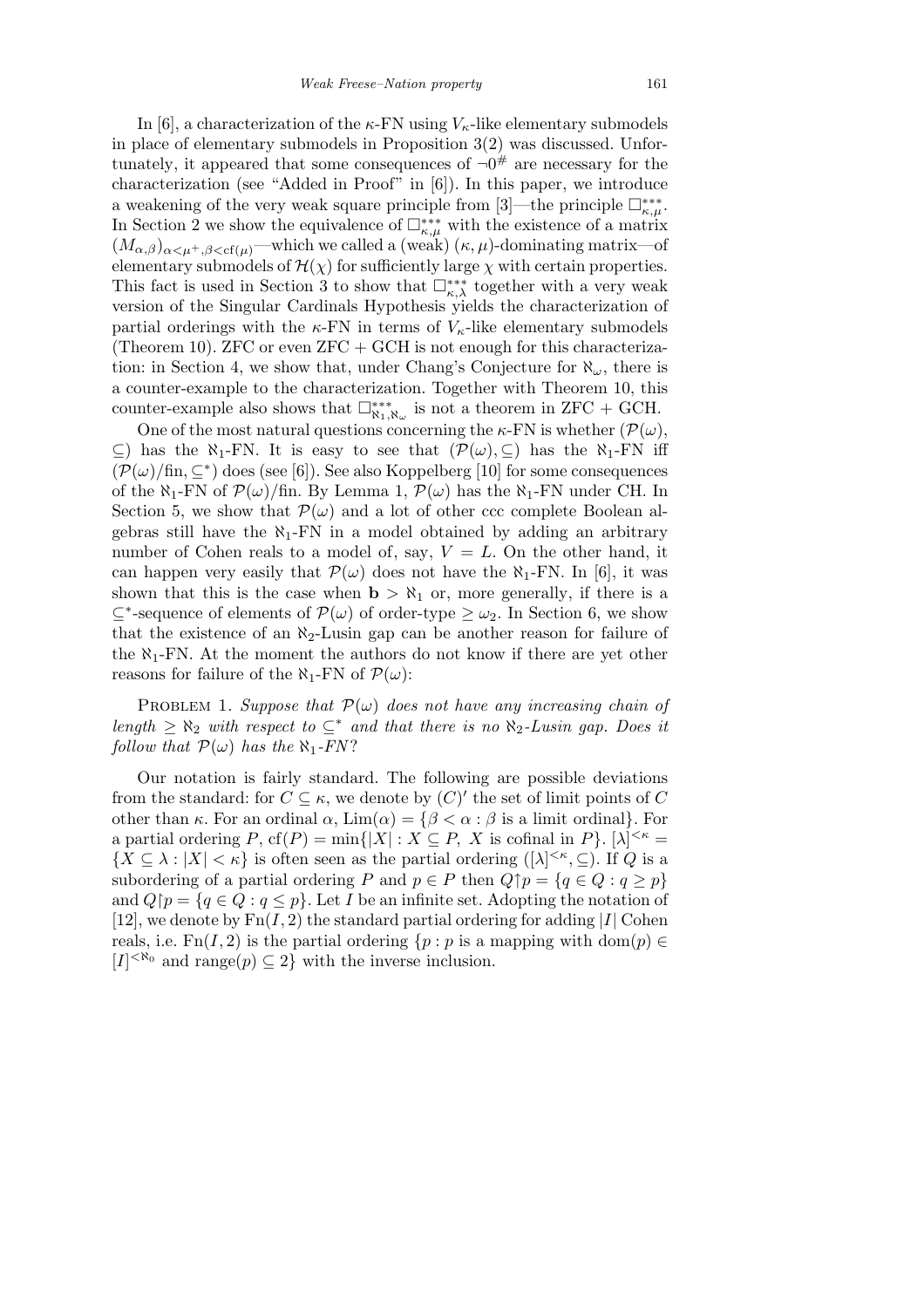In [6], a characterization of the $\kappa$-FN using $V_\kappa$-like elementary submodels in place of elementary submodels in Proposition 3(2) was discussed. Unfortunately, it appeared that some consequences of $\neg 0^{\#}$ are necessary for the characterization (see "Added in Proof" in [6]). In this paper, we introduce a weakening of the very weak square principle from [3]—the principle $\square^{***}_{\kappa,\mu}$. In Section 2 we show the equivalence of $\square^{***}_{\kappa,\mu}$ with the existence of a matrix $(M_{\alpha,\beta})_{\alpha<\mu^+,\beta<\mathrm{cf}(\mu)}$—which we called a (weak) $(\kappa,\mu)$-dominating matrix—of elementary submodels of $\mathcal{H}(\chi)$ for sufficiently large $\chi$ with certain properties. This fact is used in Section 3 to show that $\square^{***}_{\kappa,\lambda}$ together with a very weak version of the Singular Cardinals Hypothesis yields the characterization of partial orderings with the $\kappa$-FN in terms of $V_\kappa$-like elementary submodels (Theorem 10). ZFC or even ZFC + GCH is not enough for this characterization: in Section 4, we show that, under Chang's Conjecture for $\aleph_\omega$, there is a counter-example to the characterization. Together with Theorem 10, this counter-example also shows that $\square^{***}_{\aleph_1,\aleph_\omega}$ is not a theorem in ZFC + GCH.

One of the most natural questions concerning the $\kappa$-FN is whether $(\mathcal{P}(\omega),\subseteq)$ has the $\aleph_1$-FN. It is easy to see that $(\mathcal{P}(\omega),\subseteq)$ has the $\aleph_1$-FN iff $(\mathcal{P}(\omega)/\mathrm{fin},\subseteq^*)$ does (see [6]). See also Koppelberg [10] for some consequences of the $\aleph_1$-FN of $\mathcal{P}(\omega)/\mathrm{fin}$. By Lemma 1, $\mathcal{P}(\omega)$ has the $\aleph_1$-FN under CH. In Section 5, we show that $\mathcal{P}(\omega)$ and a lot of other ccc complete Boolean algebras still have the $\aleph_1$-FN in a model obtained by adding an arbitrary number of Cohen reals to a model of, say, $V = L$. On the other hand, it can happen very easily that $\mathcal{P}(\omega)$ does not have the $\aleph_1$-FN. In [6], it was shown that this is the case when $\mathbf{b} > \aleph_1$ or, more generally, if there is a $\subseteq^*$-sequence of elements of $\mathcal{P}(\omega)$ of order-type $\geq \omega_2$. In Section 6, we show that the existence of an $\aleph_2$-Lusin gap can be another reason for failure of the $\aleph_1$-FN. At the moment the authors do not know if there are yet other reasons for failure of the $\aleph_1$-FN of $\mathcal{P}(\omega)$:

Problem 1. *Suppose that $\mathcal{P}(\omega)$ does not have any increasing chain of length $\geq \aleph_2$ with respect to $\subseteq^*$ and that there is no $\aleph_2$-Lusin gap. Does it follow that $\mathcal{P}(\omega)$ has the $\aleph_1$-FN?*

Our notation is fairly standard. The following are possible deviations from the standard: for $C \subseteq \kappa$, we denote by $(C)'$ the set of limit points of $C$ other than $\kappa$. For an ordinal $\alpha$, $\mathrm{Lim}(\alpha) = \{\beta < \alpha : \beta \text{ is a limit ordinal}\}$. For a partial ordering $P$, $\mathrm{cf}(P) = \min\{|X| : X \subseteq P,\ X \text{ is cofinal in } P\}$. $[\lambda]^{<\kappa} = \{X \subseteq \lambda : |X| < \kappa\}$ is often seen as the partial ordering $([\lambda]^{<\kappa},\subseteq)$. If $Q$ is a subordering of a partial ordering $P$ and $p \in P$ then $Q{\uparrow}p = \{q \in Q : q \geq p\}$ and $Q{\restriction}p = \{q \in Q : q \leq p\}$. Let $I$ be an infinite set. Adopting the notation of [12], we denote by $\mathrm{Fn}(I,2)$ the standard partial ordering for adding $|I|$ Cohen reals, i.e. $\mathrm{Fn}(I,2)$ is the partial ordering $\{p : p \text{ is a mapping with } \mathrm{dom}(p) \in [I]^{<\aleph_0} \text{ and } \mathrm{range}(p) \subseteq 2\}$ with the inverse inclusion.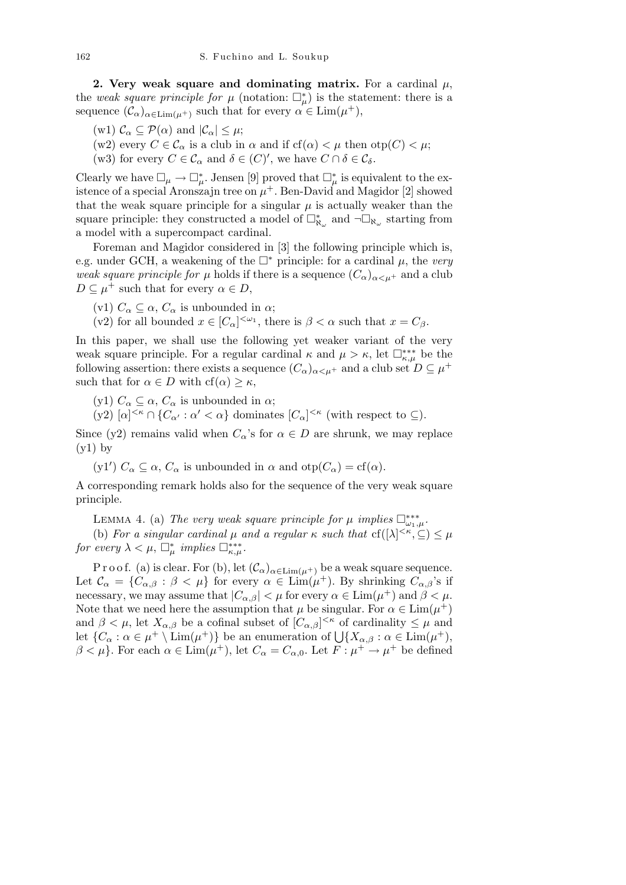**2. Very weak square and dominating matrix.** For a cardinal $\mu$, the *weak square principle for* $\mu$ (notation: $\square^*_\mu$) is the statement: there is a sequence $(\mathcal{C}_\alpha)_{\alpha\in\mathrm{Lim}(\mu^+)}$ such that for every $\alpha \in \mathrm{Lim}(\mu^+)$,

(w1) $\mathcal{C}_\alpha \subseteq \mathcal{P}(\alpha)$ and $|\mathcal{C}_\alpha| \le \mu$;

(w2) every $C \in \mathcal{C}_\alpha$ is a club in $\alpha$ and if $\mathrm{cf}(\alpha) < \mu$ then $\mathrm{otp}(C) < \mu$;

(w3) for every $C \in \mathcal{C}_\alpha$ and $\delta \in (C)'$, we have $C \cap \delta \in \mathcal{C}_\delta$.

Clearly we have $\square_\mu \to \square^*_\mu$. Jensen [9] proved that $\square^*_\mu$ is equivalent to the existence of a special Aronszajn tree on $\mu^+$. Ben-David and Magidor [2] showed that the weak square principle for a singular $\mu$ is actually weaker than the square principle: they constructed a model of $\square^*_{\aleph_\omega}$ and $\neg\square_{\aleph_\omega}$ starting from a model with a supercompact cardinal.

Foreman and Magidor considered in [3] the following principle which is, e.g. under GCH, a weakening of the $\square^*$ principle: for a cardinal $\mu$, the *very weak square principle for* $\mu$ holds if there is a sequence $(C_\alpha)_{\alpha<\mu^+}$ and a club $D \subseteq \mu^+$ such that for every $\alpha \in D$,

(v1) $C_\alpha \subseteq \alpha$, $C_\alpha$ is unbounded in $\alpha$;

(v2) for all bounded $x \in [C_\alpha]^{<\omega_1}$, there is $\beta < \alpha$ such that $x = C_\beta$.

In this paper, we shall use the following yet weaker variant of the very weak square principle. For a regular cardinal $\kappa$ and $\mu > \kappa$, let $\square^{***}_{\kappa,\mu}$ be the following assertion: there exists a sequence $(C_\alpha)_{\alpha<\mu^+}$ and a club set $D \subseteq \mu^+$ such that for $\alpha \in D$ with $\mathrm{cf}(\alpha) \ge \kappa$,

(y1) $C_\alpha \subseteq \alpha$, $C_\alpha$ is unbounded in $\alpha$;

(y2) $[\alpha]^{<\kappa} \cap \{C_{\alpha'} : \alpha' < \alpha\}$ dominates $[C_\alpha]^{<\kappa}$ (with respect to $\subseteq$).

Since (y2) remains valid when $C_\alpha$'s for $\alpha \in D$ are shrunk, we may replace (y1) by

(y1′) $C_\alpha \subseteq \alpha$, $C_\alpha$ is unbounded in $\alpha$ and $\mathrm{otp}(C_\alpha) = \mathrm{cf}(\alpha)$.

A corresponding remark holds also for the sequence of the very weak square principle.

Lemma 4. (a) *The very weak square principle for* $\mu$ *implies* $\square^{***}_{\omega_1,\mu}$.

(b) *For a singular cardinal* $\mu$ *and a regular* $\kappa$ *such that* $\mathrm{cf}([\lambda]^{<\kappa}, \subseteq) \le \mu$ *for every* $\lambda < \mu$, $\square^*_\mu$ *implies* $\square^{***}_{\kappa,\mu}$.

Proof. (a) is clear. For (b), let $(\mathcal{C}_\alpha)_{\alpha\in\mathrm{Lim}(\mu^+)}$ be a weak square sequence. Let $\mathcal{C}_\alpha = \{C_{\alpha,\beta} : \beta < \mu\}$ for every $\alpha \in \mathrm{Lim}(\mu^+)$. By shrinking $C_{\alpha,\beta}$'s if necessary, we may assume that $|C_{\alpha,\beta}| < \mu$ for every $\alpha \in \mathrm{Lim}(\mu^+)$ and $\beta < \mu$. Note that we need here the assumption that $\mu$ be singular. For $\alpha \in \mathrm{Lim}(\mu^+)$ and $\beta < \mu$, let $X_{\alpha,\beta}$ be a cofinal subset of $[C_{\alpha,\beta}]^{<\kappa}$ of cardinality $\le \mu$ and let $\{C_\alpha : \alpha \in \mu^+ \setminus \mathrm{Lim}(\mu^+)\}$ be an enumeration of $\bigcup\{X_{\alpha,\beta} : \alpha \in \mathrm{Lim}(\mu^+),$ $\beta < \mu\}$. For each $\alpha \in \mathrm{Lim}(\mu^+)$, let $C_\alpha = C_{\alpha,0}$. Let $F : \mu^+ \to \mu^+$ be defined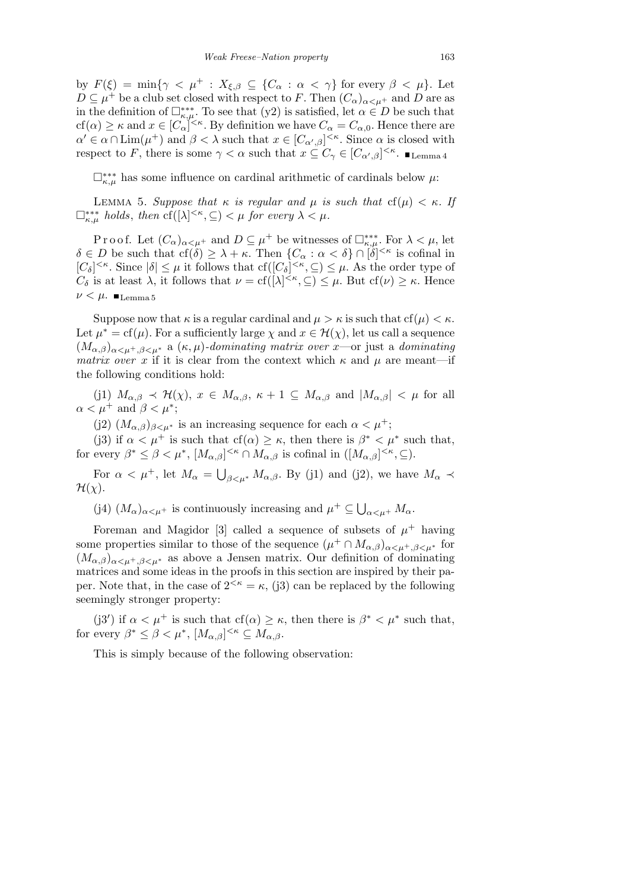by $F(\xi) = \min\{\gamma < \mu^+ : X_{\xi,\beta} \subseteq \{C_\alpha : \alpha < \gamma\}$ for every $\beta < \mu\}$. Let $D \subseteq \mu^+$ be a club set closed with respect to $F$. Then $(C_\alpha)_{\alpha<\mu^+}$ and $D$ are as in the definition of $\square^{***}_{\kappa,\mu}$. To see that (y2) is satisfied, let $\alpha \in D$ be such that $\mathrm{cf}(\alpha) \geq \kappa$ and $x \in [C_\alpha]^{<\kappa}$. By definition we have $C_\alpha = C_{\alpha,0}$. Hence there are $\alpha' \in \alpha \cap \mathrm{Lim}(\mu^+)$ and $\beta < \lambda$ such that $x \in [C_{\alpha',\beta}]^{<\kappa}$. Since $\alpha$ is closed with respect to $F$, there is some $\gamma < \alpha$ such that $x \subseteq C_\gamma \in [C_{\alpha',\beta}]^{<\kappa}$. ■Lemma 4

$\square^{***}_{\kappa,\mu}$ has some influence on cardinal arithmetic of cardinals below $\mu$:

LEMMA 5. *Suppose that $\kappa$ is regular and $\mu$ is such that $\mathrm{cf}(\mu) < \kappa$. If $\square^{***}_{\kappa,\mu}$ holds, then $\mathrm{cf}([\lambda]^{<\kappa}, \subseteq) < \mu$ for every $\lambda < \mu$.*

Proof. Let $(C_\alpha)_{\alpha<\mu^+}$ and $D \subseteq \mu^+$ be witnesses of $\square^{***}_{\kappa,\mu}$. For $\lambda < \mu$, let $\delta \in D$ be such that $\mathrm{cf}(\delta) \geq \lambda + \kappa$. Then $\{C_\alpha : \alpha < \delta\} \cap [\delta]^{<\kappa}$ is cofinal in $[C_\delta]^{<\kappa}$. Since $|\delta| \leq \mu$ it follows that $\mathrm{cf}([C_\delta]^{<\kappa}, \subseteq) \leq \mu$. As the order type of $C_\delta$ is at least $\lambda$, it follows that $\nu = \mathrm{cf}([\lambda]^{<\kappa}, \subseteq) \leq \mu$. But $\mathrm{cf}(\nu) \geq \kappa$. Hence $\nu < \mu$. ■Lemma 5

Suppose now that $\kappa$ is a regular cardinal and $\mu > \kappa$ is such that $\mathrm{cf}(\mu) < \kappa$. Let $\mu^* = \mathrm{cf}(\mu)$. For a sufficiently large $\chi$ and $x \in \mathcal{H}(\chi)$, let us call a sequence $(M_{\alpha,\beta})_{\alpha<\mu^+,\beta<\mu^*}$ a *$(\kappa,\mu)$-dominating matrix over $x$*—or just a *dominating matrix over $x$* if it is clear from the context which $\kappa$ and $\mu$ are meant—if the following conditions hold:

(j1) $M_{\alpha,\beta} \prec \mathcal{H}(\chi)$, $x \in M_{\alpha,\beta}$, $\kappa + 1 \subseteq M_{\alpha,\beta}$ and $|M_{\alpha,\beta}| < \mu$ for all $\alpha < \mu^+$ and $\beta < \mu^*$;

(j2) $(M_{\alpha,\beta})_{\beta<\mu^*}$ is an increasing sequence for each $\alpha < \mu^+$;

(j3) if $\alpha < \mu^+$ is such that $\mathrm{cf}(\alpha) \geq \kappa$, then there is $\beta^* < \mu^*$ such that, for every $\beta^* \leq \beta < \mu^*$, $[M_{\alpha,\beta}]^{<\kappa} \cap M_{\alpha,\beta}$ is cofinal in $([M_{\alpha,\beta}]^{<\kappa}, \subseteq)$.

For $\alpha < \mu^+$, let $M_\alpha = \bigcup_{\beta<\mu^*} M_{\alpha,\beta}$. By (j1) and (j2), we have $M_\alpha \prec \mathcal{H}(\chi)$.

(j4) $(M_\alpha)_{\alpha<\mu^+}$ is continuously increasing and $\mu^+ \subseteq \bigcup_{\alpha<\mu^+} M_\alpha$.

Foreman and Magidor [3] called a sequence of subsets of $\mu^+$ having some properties similar to those of the sequence $(\mu^+ \cap M_{\alpha,\beta})_{\alpha<\mu^+,\beta<\mu^*}$ for $(M_{\alpha,\beta})_{\alpha<\mu^+,\beta<\mu^*}$ as above a Jensen matrix. Our definition of dominating matrices and some ideas in the proofs in this section are inspired by their paper. Note that, in the case of $2^{<\kappa} = \kappa$, (j3) can be replaced by the following seemingly stronger property:

(j3′) if $\alpha < \mu^+$ is such that $\mathrm{cf}(\alpha) \geq \kappa$, then there is $\beta^* < \mu^*$ such that, for every $\beta^* \leq \beta < \mu^*$, $[M_{\alpha,\beta}]^{<\kappa} \subseteq M_{\alpha,\beta}$.

This is simply because of the following observation: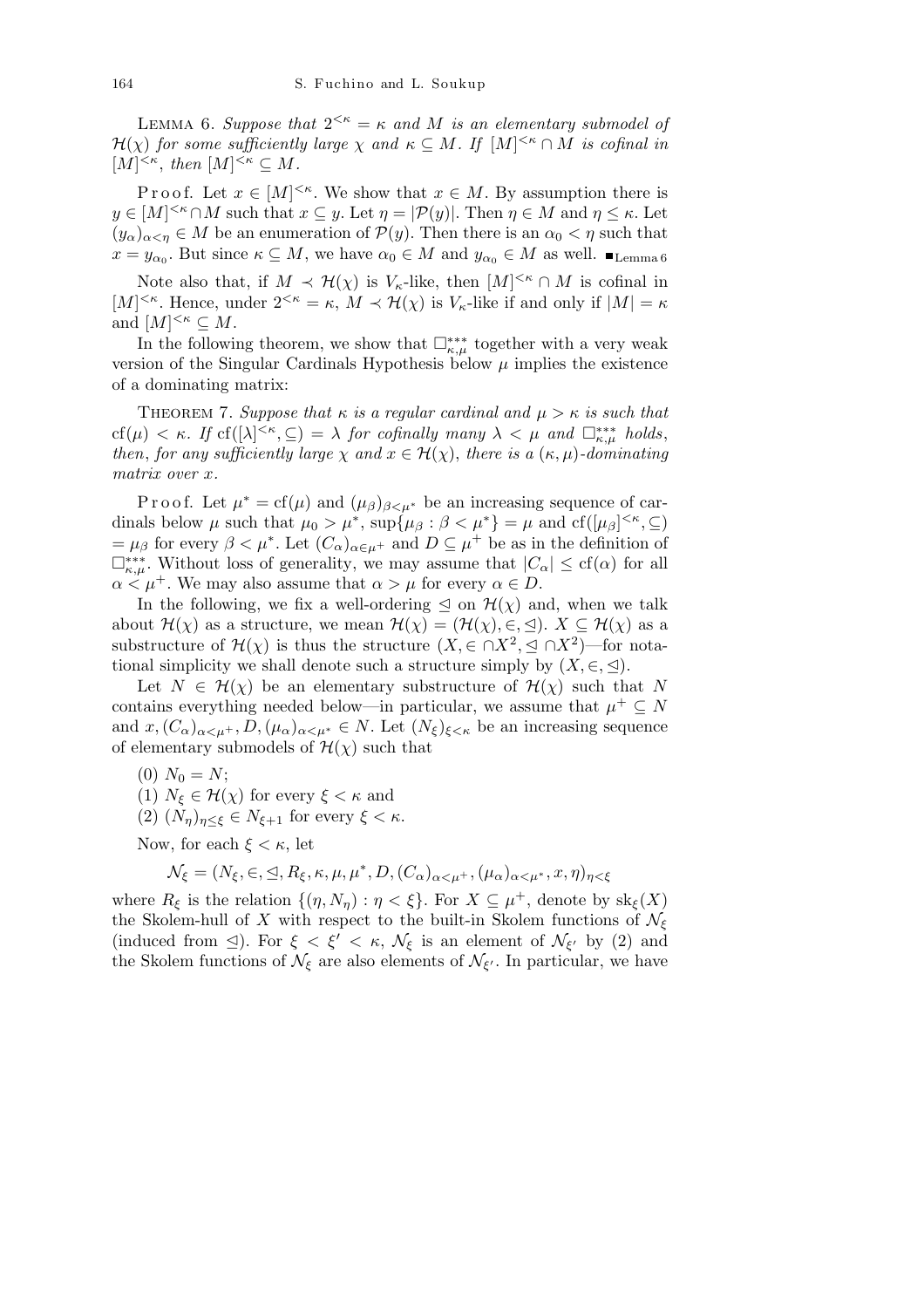Lemma 6. *Suppose that $2^{<\kappa} = \kappa$ and $M$ is an elementary submodel of $\mathcal{H}(\chi)$ for some sufficiently large $\chi$ and $\kappa \subseteq M$. If $[M]^{<\kappa} \cap M$ is cofinal in $[M]^{<\kappa}$, then $[M]^{<\kappa} \subseteq M$.*

Proof. Let $x \in [M]^{<\kappa}$. We show that $x \in M$. By assumption there is $y \in [M]^{<\kappa} \cap M$ such that $x \subseteq y$. Let $\eta = |\mathcal{P}(y)|$. Then $\eta \in M$ and $\eta \leq \kappa$. Let $(y_\alpha)_{\alpha<\eta} \in M$ be an enumeration of $\mathcal{P}(y)$. Then there is an $\alpha_0 < \eta$ such that $x = y_{\alpha_0}$. But since $\kappa \subseteq M$, we have $\alpha_0 \in M$ and $y_{\alpha_0} \in M$ as well. $\blacksquare_{\text{Lemma 6}}$

Note also that, if $M \prec \mathcal{H}(\chi)$ is $V_\kappa$-like, then $[M]^{<\kappa} \cap M$ is cofinal in $[M]^{<\kappa}$. Hence, under $2^{<\kappa} = \kappa$, $M \prec \mathcal{H}(\chi)$ is $V_\kappa$-like if and only if $|M| = \kappa$ and $[M]^{<\kappa} \subseteq M$.

In the following theorem, we show that $\square^{***}_{\kappa,\mu}$ together with a very weak version of the Singular Cardinals Hypothesis below $\mu$ implies the existence of a dominating matrix:

Theorem 7. *Suppose that $\kappa$ is a regular cardinal and $\mu > \kappa$ is such that $\mathrm{cf}(\mu) < \kappa$. If $\mathrm{cf}([\lambda]^{<\kappa}, \subseteq) = \lambda$ for cofinally many $\lambda < \mu$ and $\square^{***}_{\kappa,\mu}$ holds, then, for any sufficiently large $\chi$ and $x \in \mathcal{H}(\chi)$, there is a $(\kappa,\mu)$-dominating matrix over $x$.*

Proof. Let $\mu^* = \mathrm{cf}(\mu)$ and $(\mu_\beta)_{\beta<\mu^*}$ be an increasing sequence of cardinals below $\mu$ such that $\mu_0 > \mu^*$, $\sup\{\mu_\beta : \beta < \mu^*\} = \mu$ and $\mathrm{cf}([\mu_\beta]^{<\kappa}, \subseteq) = \mu_\beta$ for every $\beta < \mu^*$. Let $(C_\alpha)_{\alpha\in\mu^+}$ and $D \subseteq \mu^+$ be as in the definition of $\square^{***}_{\kappa,\mu}$. Without loss of generality, we may assume that $|C_\alpha| \leq \mathrm{cf}(\alpha)$ for all $\alpha < \mu^+$. We may also assume that $\alpha > \mu$ for every $\alpha \in D$.

In the following, we fix a well-ordering $\trianglelefteq$ on $\mathcal{H}(\chi)$ and, when we talk about $\mathcal{H}(\chi)$ as a structure, we mean $\mathcal{H}(\chi) = (\mathcal{H}(\chi), \in, \trianglelefteq)$. $X \subseteq \mathcal{H}(\chi)$ as a substructure of $\mathcal{H}(\chi)$ is thus the structure $(X, \in \cap X^2, \trianglelefteq \cap X^2)$—for notational simplicity we shall denote such a structure simply by $(X, \in, \trianglelefteq)$.

Let $N \in \mathcal{H}(\chi)$ be an elementary substructure of $\mathcal{H}(\chi)$ such that $N$ contains everything needed below—in particular, we assume that $\mu^+ \subseteq N$ and $x, (C_\alpha)_{\alpha<\mu^+}, D, (\mu_\alpha)_{\alpha<\mu^*} \in N$. Let $(N_\xi)_{\xi<\kappa}$ be an increasing sequence of elementary submodels of $\mathcal{H}(\chi)$ such that

(0) $N_0 = N$;

(1) $N_\xi \in \mathcal{H}(\chi)$ for every $\xi < \kappa$ and

(2) $(N_\eta)_{\eta\leq\xi} \in N_{\xi+1}$ for every $\xi < \kappa$.

Now, for each $\xi < \kappa$, let

$$\mathcal{N}_\xi = (N_\xi, \in, \trianglelefteq, R_\xi, \kappa, \mu, \mu^*, D, (C_\alpha)_{\alpha<\mu^+}, (\mu_\alpha)_{\alpha<\mu^*}, x, \eta)_{\eta<\xi}$$

where $R_\xi$ is the relation $\{(\eta, N_\eta) : \eta < \xi\}$. For $X \subseteq \mu^+$, denote by $\mathrm{sk}_\xi(X)$ the Skolem-hull of $X$ with respect to the built-in Skolem functions of $\mathcal{N}_\xi$ (induced from $\trianglelefteq$). For $\xi < \xi' < \kappa$, $\mathcal{N}_\xi$ is an element of $\mathcal{N}_{\xi'}$ by (2) and the Skolem functions of $\mathcal{N}_\xi$ are also elements of $\mathcal{N}_{\xi'}$. In particular, we have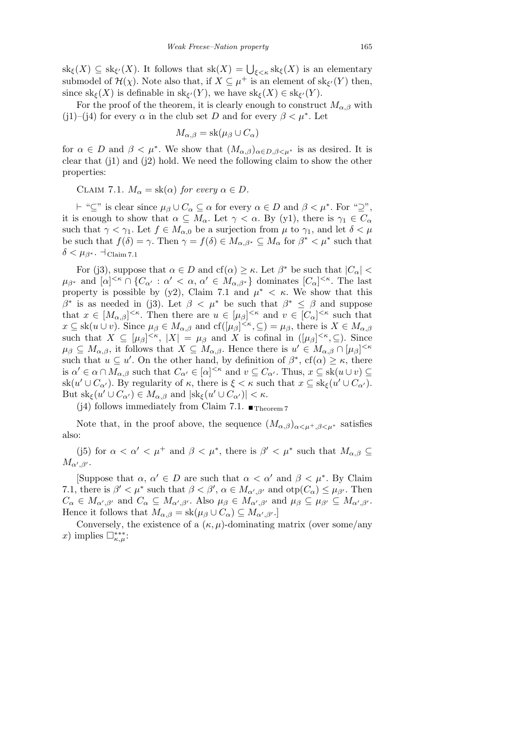$\mathrm{sk}_\xi(X) \subseteq \mathrm{sk}_{\xi'}(X)$. It follows that $\mathrm{sk}(X) = \bigcup_{\xi<\kappa} \mathrm{sk}_\xi(X)$ is an elementary submodel of $\mathcal{H}(\chi)$. Note also that, if $X \subseteq \mu^+$ is an element of $\mathrm{sk}_{\xi'}(Y)$ then, since $\mathrm{sk}_\xi(X)$ is definable in $\mathrm{sk}_{\xi'}(Y)$, we have $\mathrm{sk}_\xi(X) \in \mathrm{sk}_{\xi'}(Y)$.

For the proof of the theorem, it is clearly enough to construct $M_{\alpha,\beta}$ with (j1)–(j4) for every $\alpha$ in the club set $D$ and for every $\beta < \mu^*$. Let

$$M_{\alpha,\beta} = \mathrm{sk}(\mu_\beta \cup C_\alpha)$$

for $\alpha \in D$ and $\beta < \mu^*$. We show that $(M_{\alpha,\beta})_{\alpha\in D,\beta<\mu^*}$ is as desired. It is clear that (j1) and (j2) hold. We need the following claim to show the other properties:

Claim 7.1. *$M_\alpha = \mathrm{sk}(\alpha)$ for every $\alpha \in D$.*

$\vdash$ "$\subseteq$" is clear since $\mu_\beta \cup C_\alpha \subseteq \alpha$ for every $\alpha \in D$ and $\beta < \mu^*$. For "$\supseteq$", it is enough to show that $\alpha \subseteq M_\alpha$. Let $\gamma < \alpha$. By (y1), there is $\gamma_1 \in C_\alpha$ such that $\gamma < \gamma_1$. Let $f \in M_{\alpha,0}$ be a surjection from $\mu$ to $\gamma_1$, and let $\delta < \mu$ be such that $f(\delta) = \gamma$. Then $\gamma = f(\delta) \in M_{\alpha,\beta^*} \subseteq M_\alpha$ for $\beta^* < \mu^*$ such that $\delta < \mu_{\beta^*}$. $\dashv_{\text{Claim 7.1}}$

For (j3), suppose that $\alpha \in D$ and $\mathrm{cf}(\alpha) \geq \kappa$. Let $\beta^*$ be such that $|C_\alpha| < \mu_{\beta^*}$ and $[\alpha]^{<\kappa} \cap \{C_{\alpha'} : \alpha' < \alpha,\ \alpha' \in M_{\alpha,\beta^*}\}$ dominates $[C_\alpha]^{<\kappa}$. The last property is possible by (y2), Claim 7.1 and $\mu^* < \kappa$. We show that this $\beta^*$ is as needed in (j3). Let $\beta < \mu^*$ be such that $\beta^* \leq \beta$ and suppose that $x \in [M_{\alpha,\beta}]^{<\kappa}$. Then there are $u \in [\mu_\beta]^{<\kappa}$ and $v \in [C_\alpha]^{<\kappa}$ such that $x \subseteq \mathrm{sk}(u \cup v)$. Since $\mu_\beta \in M_{\alpha,\beta}$ and $\mathrm{cf}([\mu_\beta]^{<\kappa}, \subseteq) = \mu_\beta$, there is $X \in M_{\alpha,\beta}$ such that $X \subseteq [\mu_\beta]^{<\kappa}$, $|X| = \mu_\beta$ and $X$ is cofinal in $([\mu_\beta]^{<\kappa}, \subseteq)$. Since $\mu_\beta \subseteq M_{\alpha,\beta}$, it follows that $X \subseteq M_{\alpha,\beta}$. Hence there is $u' \in M_{\alpha,\beta} \cap [\mu_\beta]^{<\kappa}$ such that $u \subseteq u'$. On the other hand, by definition of $\beta^*$, $\mathrm{cf}(\alpha) \geq \kappa$, there is $\alpha' \in \alpha \cap M_{\alpha,\beta}$ such that $C_{\alpha'} \in [\alpha]^{<\kappa}$ and $v \subseteq C_{\alpha'}$. Thus, $x \subseteq \mathrm{sk}(u \cup v) \subseteq \mathrm{sk}(u' \cup C_{\alpha'})$. By regularity of $\kappa$, there is $\xi < \kappa$ such that $x \subseteq \mathrm{sk}_\xi(u' \cup C_{\alpha'})$. But $\mathrm{sk}_\xi(u' \cup C_{\alpha'}) \in M_{\alpha,\beta}$ and $|\mathrm{sk}_\xi(u' \cup C_{\alpha'})| < \kappa$.

(j4) follows immediately from Claim 7.1. $\blacksquare_{\text{Theorem 7}}$

Note that, in the proof above, the sequence $(M_{\alpha,\beta})_{\alpha<\mu^+,\beta<\mu^*}$ satisfies also:

(j5) for $\alpha < \alpha' < \mu^+$ and $\beta < \mu^*$, there is $\beta' < \mu^*$ such that $M_{\alpha,\beta} \subseteq M_{\alpha',\beta'}$.

[Suppose that $\alpha$, $\alpha' \in D$ are such that $\alpha < \alpha'$ and $\beta < \mu^*$. By Claim 7.1, there is $\beta' < \mu^*$ such that $\beta < \beta'$, $\alpha \in M_{\alpha',\beta'}$ and $\mathrm{otp}(C_\alpha) \leq \mu_{\beta'}$. Then $C_\alpha \in M_{\alpha',\beta'}$ and $C_\alpha \subseteq M_{\alpha',\beta'}$. Also $\mu_\beta \in M_{\alpha',\beta'}$ and $\mu_\beta \subseteq \mu_{\beta'} \subseteq M_{\alpha',\beta'}$. Hence it follows that $M_{\alpha,\beta} = \mathrm{sk}(\mu_\beta \cup C_\alpha) \subseteq M_{\alpha',\beta'}$.]

Conversely, the existence of a $(\kappa,\mu)$-dominating matrix (over some/any $x$) implies $\square^{***}_{\kappa,\mu}$: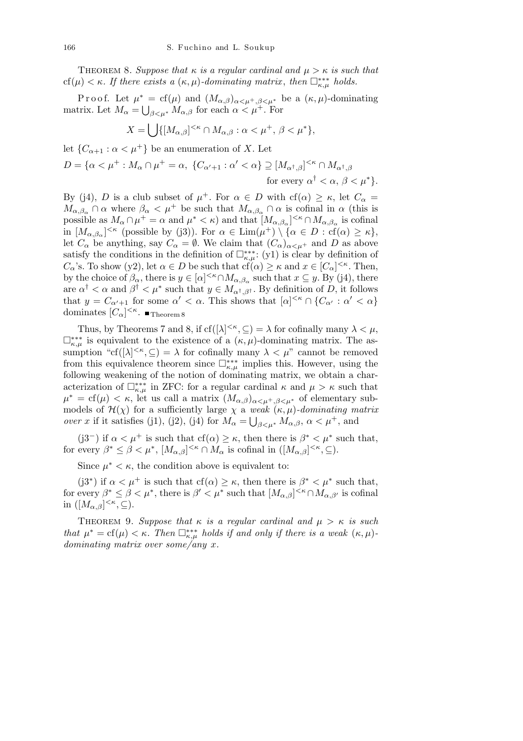Theorem 8. *Suppose that $\kappa$ is a regular cardinal and $\mu > \kappa$ is such that $\mathrm{cf}(\mu) < \kappa$. If there exists a $(\kappa, \mu)$-dominating matrix, then $\Box^{***}_{\kappa,\mu}$ holds.*

Proof. Let $\mu^* = \mathrm{cf}(\mu)$ and $(M_{\alpha,\beta})_{\alpha<\mu^+,\beta<\mu^*}$ be a $(\kappa, \mu)$-dominating matrix. Let $M_\alpha = \bigcup_{\beta<\mu^*} M_{\alpha,\beta}$ for each $\alpha < \mu^+$. For

$$X = \bigcup\{[M_{\alpha,\beta}]^{<\kappa} \cap M_{\alpha,\beta} : \alpha < \mu^+,\ \beta < \mu^*\},$$

let $\{C_{\alpha+1} : \alpha < \mu^+\}$ be an enumeration of $X$. Let

$$D = \{\alpha < \mu^+ : M_\alpha \cap \mu^+ = \alpha,\ \{C_{\alpha'+1} : \alpha' < \alpha\} \supseteq [M_{\alpha^\dagger,\beta}]^{<\kappa} \cap M_{\alpha^\dagger,\beta} \text{ for every } \alpha^\dagger < \alpha,\ \beta < \mu^*\}.$$

By (j4), $D$ is a club subset of $\mu^+$. For $\alpha \in D$ with $\mathrm{cf}(\alpha) \geq \kappa$, let $C_\alpha = M_{\alpha,\beta_\alpha} \cap \alpha$ where $\beta_\alpha < \mu^+$ be such that $M_{\alpha,\beta_\alpha} \cap \alpha$ is cofinal in $\alpha$ (this is possible as $M_\alpha \cap \mu^+ = \alpha$ and $\mu^* < \kappa$) and that $[M_{\alpha,\beta_\alpha}]^{<\kappa} \cap M_{\alpha,\beta_\alpha}$ is cofinal in $[M_{\alpha,\beta_\alpha}]^{<\kappa}$ (possible by (j3)). For $\alpha \in \mathrm{Lim}(\mu^+) \setminus \{\alpha \in D : \mathrm{cf}(\alpha) \geq \kappa\}$, let $C_\alpha$ be anything, say $C_\alpha = \emptyset$. We claim that $(C_\alpha)_{\alpha<\mu^+}$ and $D$ as above satisfy the conditions in the definition of $\Box^{***}_{\kappa,\mu}$: (y1) is clear by definition of $C_\alpha$'s. To show (y2), let $\alpha \in D$ be such that $\mathrm{cf}(\alpha) \geq \kappa$ and $x \in [C_\alpha]^{<\kappa}$. Then, by the choice of $\beta_\alpha$, there is $y \in [\alpha]^{<\kappa} \cap M_{\alpha,\beta_\alpha}$ such that $x \subseteq y$. By (j4), there are $\alpha^\dagger < \alpha$ and $\beta^\dagger < \mu^*$ such that $y \in M_{\alpha^\dagger,\beta^\dagger}$. By definition of $D$, it follows that $y = C_{\alpha'+1}$ for some $\alpha' < \alpha$. This shows that $[\alpha]^{<\kappa} \cap \{C_{\alpha'} : \alpha' < \alpha\}$ dominates $[C_\alpha]^{<\kappa}$. $\blacksquare_{\text{Theorem 8}}$

Thus, by Theorems 7 and 8, if $\mathrm{cf}([\lambda]^{<\kappa}, \subseteq) = \lambda$ for cofinally many $\lambda < \mu$, $\Box^{***}_{\kappa,\mu}$ is equivalent to the existence of a $(\kappa, \mu)$-dominating matrix. The assumption "$\mathrm{cf}([\lambda]^{<\kappa}, \subseteq) = \lambda$ for cofinally many $\lambda < \mu$" cannot be removed from this equivalence theorem since $\Box^{***}_{\kappa,\mu}$ implies this. However, using the following weakening of the notion of dominating matrix, we obtain a characterization of $\Box^{***}_{\kappa,\mu}$ in ZFC: for a regular cardinal $\kappa$ and $\mu > \kappa$ such that $\mu^* = \mathrm{cf}(\mu) < \kappa$, let us call a matrix $(M_{\alpha,\beta})_{\alpha<\mu^+,\beta<\mu^*}$ of elementary submodels of $\mathcal{H}(\chi)$ for a sufficiently large $\chi$ a *weak $(\kappa, \mu)$-dominating matrix over $x$* if it satisfies (j1), (j2), (j4) for $M_\alpha = \bigcup_{\beta<\mu^*} M_{\alpha,\beta}$, $\alpha < \mu^+$, and

(j3$^-$) if $\alpha < \mu^+$ is such that $\mathrm{cf}(\alpha) \geq \kappa$, then there is $\beta^* < \mu^*$ such that, for every $\beta^* \leq \beta < \mu^*$, $[M_{\alpha,\beta}]^{<\kappa} \cap M_\alpha$ is cofinal in $([M_{\alpha,\beta}]^{<\kappa}, \subseteq)$.

Since $\mu^* < \kappa$, the condition above is equivalent to:

(j3$^*$) if $\alpha < \mu^+$ is such that $\mathrm{cf}(\alpha) \geq \kappa$, then there is $\beta^* < \mu^*$ such that, for every $\beta^* \leq \beta < \mu^*$, there is $\beta' < \mu^*$ such that $[M_{\alpha,\beta}]^{<\kappa} \cap M_{\alpha,\beta'}$ is cofinal in $([M_{\alpha,\beta}]^{<\kappa}, \subseteq)$.

Theorem 9. *Suppose that $\kappa$ is a regular cardinal and $\mu > \kappa$ is such that $\mu^* = \mathrm{cf}(\mu) < \kappa$. Then $\Box^{***}_{\kappa,\mu}$ holds if and only if there is a weak $(\kappa, \mu)$-dominating matrix over some/any $x$.*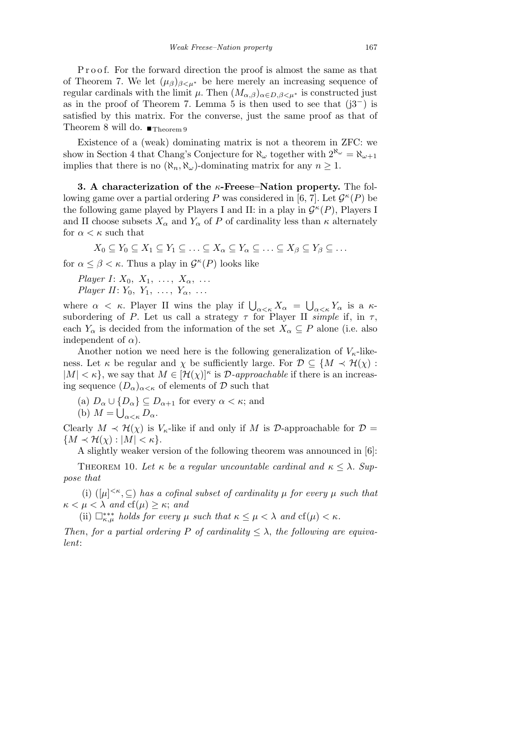Proof. For the forward direction the proof is almost the same as that of Theorem 7. We let $(\mu_\beta)_{\beta<\mu^*}$ be here merely an increasing sequence of regular cardinals with the limit $\mu$. Then $(M_{\alpha,\beta})_{\alpha\in D,\beta<\mu^*}$ is constructed just as in the proof of Theorem 7. Lemma 5 is then used to see that (j3$^-$) is satisfied by this matrix. For the converse, just the same proof as that of Theorem 8 will do. $\blacksquare_{\text{Theorem 9}}$

Existence of a (weak) dominating matrix is not a theorem in ZFC: we show in Section 4 that Chang's Conjecture for $\aleph_\omega$ together with $2^{\aleph_\omega} = \aleph_{\omega+1}$ implies that there is no $(\aleph_n, \aleph_\omega)$-dominating matrix for any $n \geq 1$.

**3. A characterization of the $\kappa$-Freese–Nation property.** The following game over a partial ordering $P$ was considered in [6, 7]. Let $\mathcal{G}^\kappa(P)$ be the following game played by Players I and II: in a play in $\mathcal{G}^\kappa(P)$, Players I and II choose subsets $X_\alpha$ and $Y_\alpha$ of $P$ of cardinality less than $\kappa$ alternately for $\alpha < \kappa$ such that

$$X_0 \subseteq Y_0 \subseteq X_1 \subseteq Y_1 \subseteq \ldots \subseteq X_\alpha \subseteq Y_\alpha \subseteq \ldots \subseteq X_\beta \subseteq Y_\beta \subseteq \ldots$$

for $\alpha \leq \beta < \kappa$. Thus a play in $\mathcal{G}^\kappa(P)$ looks like

*Player I*: $X_0,\ X_1,\ \ldots,\ X_\alpha,\ \ldots$
*Player II*: $Y_0,\ Y_1,\ \ldots,\ Y_\alpha,\ \ldots$

where $\alpha < \kappa$. Player II wins the play if $\bigcup_{\alpha<\kappa} X_\alpha = \bigcup_{\alpha<\kappa} Y_\alpha$ is a $\kappa$-subordering of $P$. Let us call a strategy $\tau$ for Player II *simple* if, in $\tau$, each $Y_\alpha$ is decided from the information of the set $X_\alpha \subseteq P$ alone (i.e. also independent of $\alpha$).

Another notion we need here is the following generalization of $V_\kappa$-likeness. Let $\kappa$ be regular and $\chi$ be sufficiently large. For $\mathcal{D} \subseteq \{M \prec \mathcal{H}(\chi) : |M| < \kappa\}$, we say that $M \in [\mathcal{H}(\chi)]^\kappa$ is $\mathcal{D}$-*approachable* if there is an increasing sequence $(D_\alpha)_{\alpha<\kappa}$ of elements of $\mathcal{D}$ such that

(a) $D_\alpha \cup \{D_\alpha\} \subseteq D_{\alpha+1}$ for every $\alpha < \kappa$; and
(b) $M = \bigcup_{\alpha<\kappa} D_\alpha$.

Clearly $M \prec \mathcal{H}(\chi)$ is $V_\kappa$-like if and only if $M$ is $\mathcal{D}$-approachable for $\mathcal{D} = \{M \prec \mathcal{H}(\chi) : |M| < \kappa\}$.

A slightly weaker version of the following theorem was announced in [6]:

Theorem 10. *Let $\kappa$ be a regular uncountable cardinal and $\kappa \leq \lambda$. Suppose that*

(i) *$([\mu]^{<\kappa}, \subseteq)$ has a cofinal subset of cardinality $\mu$ for every $\mu$ such that $\kappa < \mu < \lambda$ and $\mathrm{cf}(\mu) \geq \kappa$; and*

(ii) *$\square^{***}_{\kappa,\mu}$ holds for every $\mu$ such that $\kappa \leq \mu < \lambda$ and $\mathrm{cf}(\mu) < \kappa$.*

*Then, for a partial ordering $P$ of cardinality $\leq \lambda$, the following are equivalent*: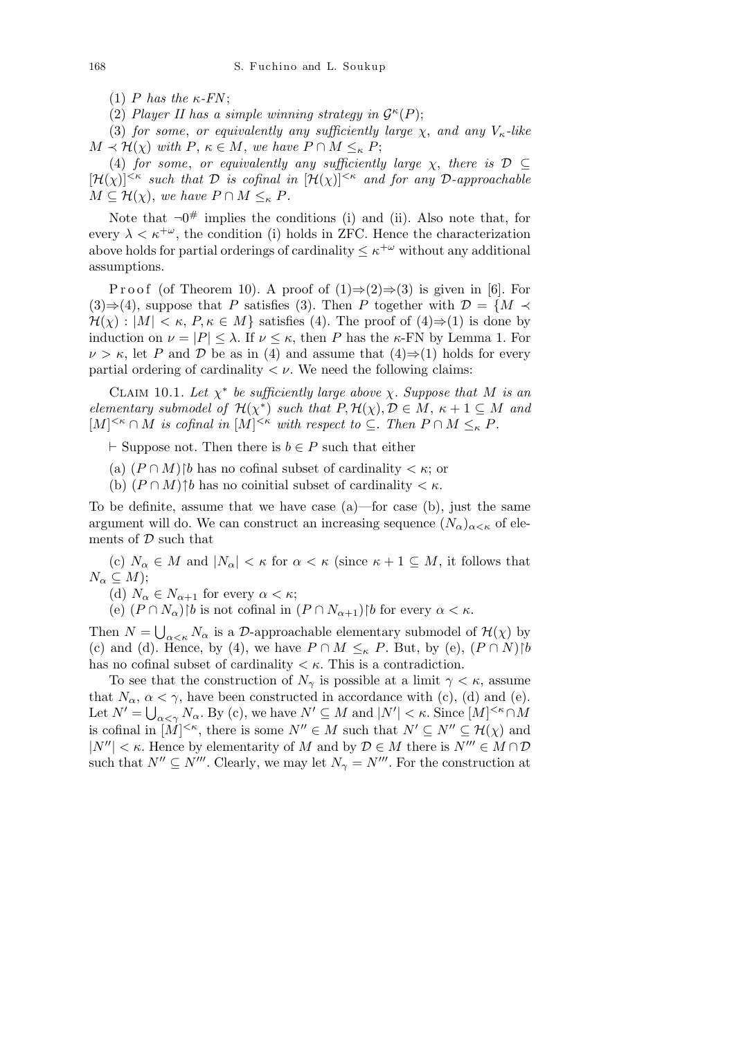(1) $P$ *has the* $\kappa$*-FN*;

(2) *Player II has a simple winning strategy in* $\mathcal{G}^\kappa(P)$;

(3) *for some*, *or equivalently any sufficiently large* $\chi$, *and any* $V_\kappa$*-like* $M \prec \mathcal{H}(\chi)$ *with* $P, \kappa \in M$, *we have* $P \cap M \leq_\kappa P$;

(4) *for some*, *or equivalently any sufficiently large* $\chi$, *there is* $\mathcal{D} \subseteq [\mathcal{H}(\chi)]^{<\kappa}$ *such that* $\mathcal{D}$ *is cofinal in* $[\mathcal{H}(\chi)]^{<\kappa}$ *and for any* $\mathcal{D}$*-approachable* $M \subseteq \mathcal{H}(\chi)$, *we have* $P \cap M \leq_\kappa P$.

Note that $\neg 0^\#$ implies the conditions (i) and (ii). Also note that, for every $\lambda < \kappa^{+\omega}$, the condition (i) holds in ZFC. Hence the characterization above holds for partial orderings of cardinality $\leq \kappa^{+\omega}$ without any additional assumptions.

Proof (of Theorem 10). A proof of (1)⇒(2)⇒(3) is given in [6]. For (3)⇒(4), suppose that $P$ satisfies (3). Then $P$ together with $\mathcal{D} = \{M \prec \mathcal{H}(\chi) : |M| < \kappa, P, \kappa \in M\}$ satisfies (4). The proof of (4)⇒(1) is done by induction on $\nu = |P| \leq \lambda$. If $\nu \leq \kappa$, then $P$ has the $\kappa$-FN by Lemma 1. For $\nu > \kappa$, let $P$ and $\mathcal{D}$ be as in (4) and assume that (4)⇒(1) holds for every partial ordering of cardinality $< \nu$. We need the following claims:

Claim 10.1. *Let* $\chi^*$ *be sufficiently large above* $\chi$. *Suppose that* $M$ *is an elementary submodel of* $\mathcal{H}(\chi^*)$ *such that* $P, \mathcal{H}(\chi), \mathcal{D} \in M$, $\kappa + 1 \subseteq M$ *and* $[M]^{<\kappa} \cap M$ *is cofinal in* $[M]^{<\kappa}$ *with respect to* $\subseteq$. *Then* $P \cap M \leq_\kappa P$.

$\vdash$ Suppose not. Then there is $b \in P$ such that either

(a) $(P \cap M)\restriction b$ has no cofinal subset of cardinality $< \kappa$; or

(b) $(P \cap M)\uparrow b$ has no coinitial subset of cardinality $< \kappa$.

To be definite, assume that we have case (a)—for case (b), just the same argument will do. We can construct an increasing sequence $(N_\alpha)_{\alpha<\kappa}$ of elements of $\mathcal{D}$ such that

(c) $N_\alpha \in M$ and $|N_\alpha| < \kappa$ for $\alpha < \kappa$ (since $\kappa + 1 \subseteq M$, it follows that $N_\alpha \subseteq M$);

(d) $N_\alpha \in N_{\alpha+1}$ for every $\alpha < \kappa$;

(e) $(P \cap N_\alpha)\restriction b$ is not cofinal in $(P \cap N_{\alpha+1})\restriction b$ for every $\alpha < \kappa$.

Then $N = \bigcup_{\alpha<\kappa} N_\alpha$ is a $\mathcal{D}$-approachable elementary submodel of $\mathcal{H}(\chi)$ by (c) and (d). Hence, by (4), we have $P \cap M \leq_\kappa P$. But, by (e), $(P \cap N)\restriction b$ has no cofinal subset of cardinality $< \kappa$. This is a contradiction.

To see that the construction of $N_\gamma$ is possible at a limit $\gamma < \kappa$, assume that $N_\alpha$, $\alpha < \gamma$, have been constructed in accordance with (c), (d) and (e). Let $N' = \bigcup_{\alpha<\gamma} N_\alpha$. By (c), we have $N' \subseteq M$ and $|N'| < \kappa$. Since $[M]^{<\kappa} \cap M$ is cofinal in $[M]^{<\kappa}$, there is some $N'' \in M$ such that $N' \subseteq N'' \subseteq \mathcal{H}(\chi)$ and $|N''| < \kappa$. Hence by elementarity of $M$ and by $\mathcal{D} \in M$ there is $N''' \in M \cap \mathcal{D}$ such that $N'' \subseteq N'''$. Clearly, we may let $N_\gamma = N'''$. For the construction at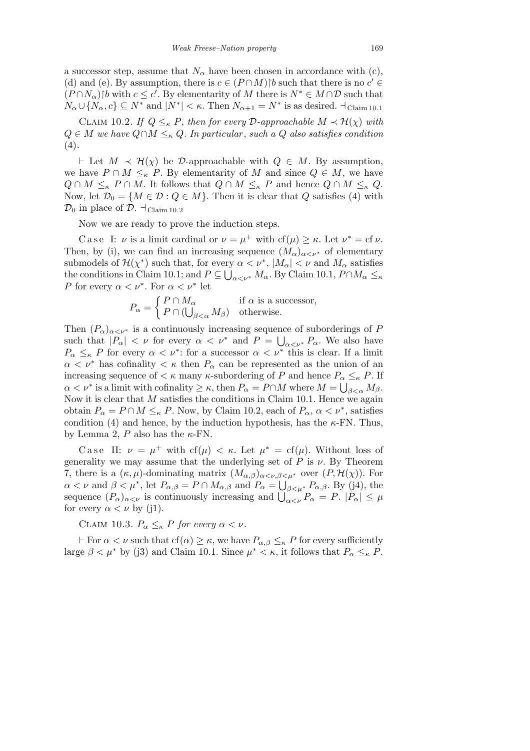a successor step, assume that $N_\alpha$ have been chosen in accordance with (c), (d) and (e). By assumption, there is $c \in (P\cap M)\restriction b$ such that there is no $c' \in (P\cap N_\alpha)\restriction b$ with $c \le c'$. By elementarity of $M$ there is $N^* \in M\cap\mathcal{D}$ such that $N_\alpha \cup \{N_\alpha, c\} \subseteq N^*$ and $|N^*| < \kappa$. Then $N_{\alpha+1} = N^*$ is as desired. $\dashv_{\text{Claim 10.1}}$

Claim 10.2. *If $Q \le_\kappa P$, then for every $\mathcal{D}$-approachable $M \prec \mathcal{H}(\chi)$ with $Q \in M$ we have $Q\cap M \le_\kappa Q$. In particular, such a $Q$ also satisfies condition* (4).

$\vdash$ Let $M \prec \mathcal{H}(\chi)$ be $\mathcal{D}$-approachable with $Q \in M$. By assumption, we have $P \cap M \le_\kappa P$. By elementarity of $M$ and since $Q \in M$, we have $Q \cap M \le_\kappa P \cap M$. It follows that $Q \cap M \le_\kappa P$ and hence $Q \cap M \le_\kappa Q$. Now, let $\mathcal{D}_0 = \{M \in \mathcal{D} : Q \in M\}$. Then it is clear that $Q$ satisfies (4) with $\mathcal{D}_0$ in place of $\mathcal{D}$. $\dashv_{\text{Claim 10.2}}$

Now we are ready to prove the induction steps.

Case I: $\nu$ is a limit cardinal or $\nu = \mu^+$ with $\mathrm{cf}(\mu) \ge \kappa$. Let $\nu^* = \mathrm{cf}\,\nu$. Then, by (i), we can find an increasing sequence $(M_\alpha)_{\alpha<\nu^*}$ of elementary submodels of $\mathcal{H}(\chi^*)$ such that, for every $\alpha < \nu^*$, $|M_\alpha| < \nu$ and $M_\alpha$ satisfies the conditions in Claim 10.1; and $P \subseteq \bigcup_{\alpha<\nu^*} M_\alpha$. By Claim 10.1, $P\cap M_\alpha \le_\kappa P$ for every $\alpha < \nu^*$. For $\alpha < \nu^*$ let

$$P_\alpha = \begin{cases} P \cap M_\alpha & \text{if } \alpha \text{ is a successor,} \\ P \cap (\bigcup_{\beta<\alpha} M_\beta) & \text{otherwise.} \end{cases}$$

Then $(P_\alpha)_{\alpha<\nu^*}$ is a continuously increasing sequence of suborderings of $P$ such that $|P_\alpha| < \nu$ for every $\alpha < \nu^*$ and $P = \bigcup_{\alpha<\nu^*} P_\alpha$. We also have $P_\alpha \le_\kappa P$ for every $\alpha < \nu^*$: for a successor $\alpha < \nu^*$ this is clear. If a limit $\alpha < \nu^*$ has cofinality $< \kappa$ then $P_\alpha$ can be represented as the union of an increasing sequence of $< \kappa$ many $\kappa$-subordering of $P$ and hence $P_\alpha \le_\kappa P$. If $\alpha < \nu^*$ is a limit with cofinality $\ge \kappa$, then $P_\alpha = P\cap M$ where $M = \bigcup_{\beta<\alpha} M_\beta$. Now it is clear that $M$ satisfies the conditions in Claim 10.1. Hence we again obtain $P_\alpha = P \cap M \le_\kappa P$. Now, by Claim 10.2, each of $P_\alpha$, $\alpha < \nu^*$, satisfies condition (4) and hence, by the induction hypothesis, has the $\kappa$-FN. Thus, by Lemma 2, $P$ also has the $\kappa$-FN.

Case II: $\nu = \mu^+$ with $\mathrm{cf}(\mu) < \kappa$. Let $\mu^* = \mathrm{cf}(\mu)$. Without loss of generality we may assume that the underlying set of $P$ is $\nu$. By Theorem 7, there is a $(\kappa, \mu)$-dominating matrix $(M_{\alpha,\beta})_{\alpha<\nu,\beta<\mu^*}$ over $(P, \mathcal{H}(\chi))$. For $\alpha < \nu$ and $\beta < \mu^*$, let $P_{\alpha,\beta} = P \cap M_{\alpha,\beta}$ and $P_\alpha = \bigcup_{\beta<\mu^*} P_{\alpha,\beta}$. By (j4), the sequence $(P_\alpha)_{\alpha<\nu}$ is continuously increasing and $\bigcup_{\alpha<\nu} P_\alpha = P$. $|P_\alpha| \le \mu$ for every $\alpha < \nu$ by (j1).

Claim 10.3. *$P_\alpha \le_\kappa P$ for every $\alpha < \nu$.*

$\vdash$ For $\alpha < \nu$ such that $\mathrm{cf}(\alpha) \ge \kappa$, we have $P_{\alpha,\beta} \le_\kappa P$ for every sufficiently large $\beta < \mu^*$ by (j3) and Claim 10.1. Since $\mu^* < \kappa$, it follows that $P_\alpha \le_\kappa P$.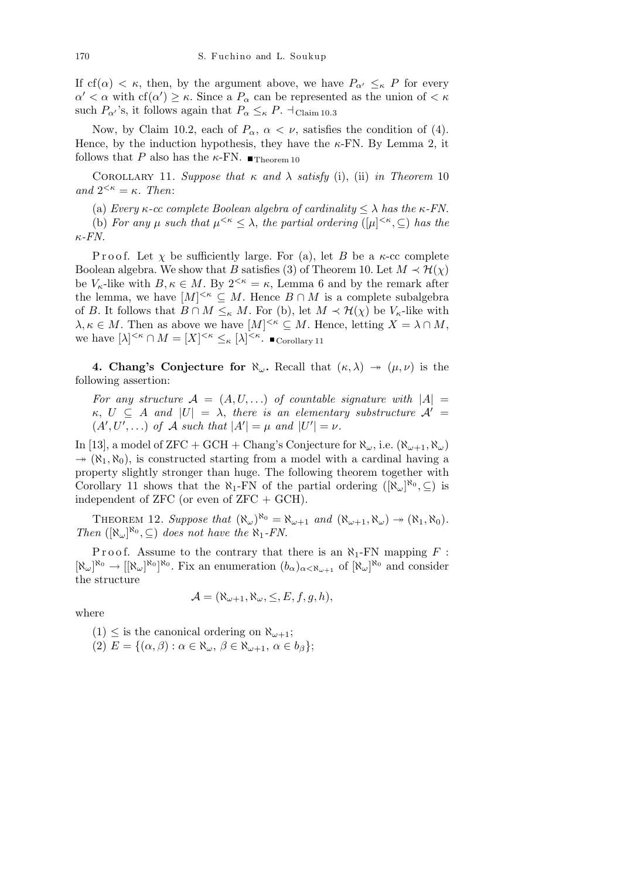If $\mathrm{cf}(\alpha) < \kappa$, then, by the argument above, we have $P_{\alpha'} \leq_\kappa P$ for every $\alpha' < \alpha$ with $\mathrm{cf}(\alpha') \geq \kappa$. Since a $P_\alpha$ can be represented as the union of $< \kappa$ such $P_{\alpha'}$'s, it follows again that $P_\alpha \leq_\kappa P$. $\dashv_{\text{Claim 10.3}}$

Now, by Claim 10.2, each of $P_\alpha$, $\alpha < \nu$, satisfies the condition of (4). Hence, by the induction hypothesis, they have the $\kappa$-FN. By Lemma 2, it follows that $P$ also has the $\kappa$-FN. $\blacksquare_{\text{Theorem 10}}$

Corollary 11. *Suppose that $\kappa$ and $\lambda$ satisfy* (i), (ii) *in Theorem* 10 *and $2^{<\kappa} = \kappa$. Then*:

(a) *Every $\kappa$-cc complete Boolean algebra of cardinality $\leq \lambda$ has the $\kappa$-FN.*

(b) *For any $\mu$ such that $\mu^{<\kappa} \leq \lambda$, the partial ordering $([\mu]^{<\kappa}, \subseteq)$ has the $\kappa$-FN.*

Proof. Let $\chi$ be sufficiently large. For (a), let $B$ be a $\kappa$-cc complete Boolean algebra. We show that $B$ satisfies (3) of Theorem 10. Let $M \prec \mathcal{H}(\chi)$ be $V_\kappa$-like with $B, \kappa \in M$. By $2^{<\kappa} = \kappa$, Lemma 6 and by the remark after the lemma, we have $[M]^{<\kappa} \subseteq M$. Hence $B \cap M$ is a complete subalgebra of $B$. It follows that $B \cap M \leq_\kappa M$. For (b), let $M \prec \mathcal{H}(\chi)$ be $V_\kappa$-like with $\lambda, \kappa \in M$. Then as above we have $[M]^{<\kappa} \subseteq M$. Hence, letting $X = \lambda \cap M$, we have $[\lambda]^{<\kappa} \cap M = [X]^{<\kappa} \leq_\kappa [\lambda]^{<\kappa}$. $\blacksquare_{\text{Corollary 11}}$

**4. Chang's Conjecture for $\aleph_\omega$.** Recall that $(\kappa, \lambda) \twoheadrightarrow (\mu, \nu)$ is the following assertion:

*For any structure $\mathcal{A} = (A, U, \ldots)$ of countable signature with $|A| = \kappa$, $U \subseteq A$ and $|U| = \lambda$, there is an elementary substructure $\mathcal{A}' = (A', U', \ldots)$ of $\mathcal{A}$ such that $|A'| = \mu$ and $|U'| = \nu$.*

In [13], a model of ZFC + GCH + Chang's Conjecture for $\aleph_\omega$, i.e. $(\aleph_{\omega+1}, \aleph_\omega) \twoheadrightarrow (\aleph_1, \aleph_0)$, is constructed starting from a model with a cardinal having a property slightly stronger than huge. The following theorem together with Corollary 11 shows that the $\aleph_1$-FN of the partial ordering $([\aleph_\omega]^{\aleph_0}, \subseteq)$ is independent of ZFC (or even of ZFC + GCH).

Theorem 12. *Suppose that $(\aleph_\omega)^{\aleph_0} = \aleph_{\omega+1}$ and $(\aleph_{\omega+1}, \aleph_\omega) \twoheadrightarrow (\aleph_1, \aleph_0)$. Then $([\aleph_\omega]^{\aleph_0}, \subseteq)$ does not have the $\aleph_1$-FN.*

Proof. Assume to the contrary that there is an $\aleph_1$-FN mapping $F : [\aleph_\omega]^{\aleph_0} \to [[\aleph_\omega]^{\aleph_0}]^{\aleph_0}$. Fix an enumeration $(b_\alpha)_{\alpha < \aleph_{\omega+1}}$ of $[\aleph_\omega]^{\aleph_0}$ and consider the structure

$$\mathcal{A} = (\aleph_{\omega+1}, \aleph_\omega, \leq, E, f, g, h),$$

where

(1) $\leq$ is the canonical ordering on $\aleph_{\omega+1}$;

(2) $E = \{(\alpha, \beta) : \alpha \in \aleph_\omega,\ \beta \in \aleph_{\omega+1},\ \alpha \in b_\beta\}$;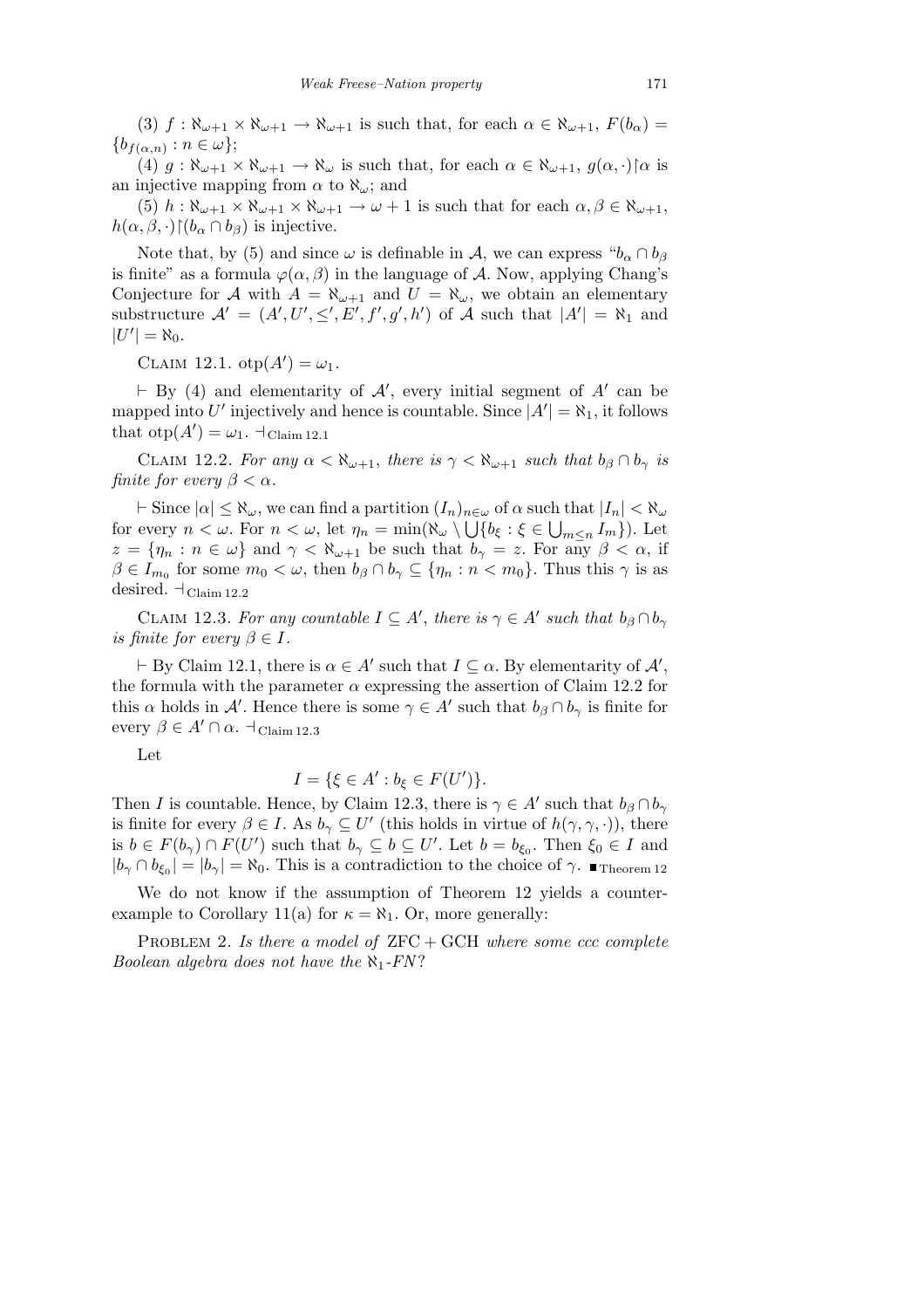(3) $f : \aleph_{\omega+1} \times \aleph_{\omega+1} \to \aleph_{\omega+1}$ is such that, for each $\alpha \in \aleph_{\omega+1}$, $F(b_\alpha) = \{b_{f(\alpha,n)} : n \in \omega\}$;

(4) $g : \aleph_{\omega+1} \times \aleph_{\omega+1} \to \aleph_\omega$ is such that, for each $\alpha \in \aleph_{\omega+1}$, $g(\alpha, \cdot) \restriction \alpha$ is an injective mapping from $\alpha$ to $\aleph_\omega$; and

(5) $h : \aleph_{\omega+1} \times \aleph_{\omega+1} \times \aleph_{\omega+1} \to \omega + 1$ is such that for each $\alpha, \beta \in \aleph_{\omega+1}$, $h(\alpha, \beta, \cdot) \restriction (b_\alpha \cap b_\beta)$ is injective.

Note that, by (5) and since $\omega$ is definable in $\mathcal{A}$, we can express "$b_\alpha \cap b_\beta$ is finite" as a formula $\varphi(\alpha, \beta)$ in the language of $\mathcal{A}$. Now, applying Chang's Conjecture for $\mathcal{A}$ with $A = \aleph_{\omega+1}$ and $U = \aleph_\omega$, we obtain an elementary substructure $\mathcal{A}' = (A', U', \leq', E', f', g', h')$ of $\mathcal{A}$ such that $|A'| = \aleph_1$ and $|U'| = \aleph_0$.

Claim 12.1. $\operatorname{otp}(A') = \omega_1$.

$\vdash$ By (4) and elementarity of $\mathcal{A}'$, every initial segment of $A'$ can be mapped into $U'$ injectively and hence is countable. Since $|A'| = \aleph_1$, it follows that $\operatorname{otp}(A') = \omega_1$. $\dashv_{\text{Claim 12.1}}$

Claim 12.2. *For any $\alpha < \aleph_{\omega+1}$, there is $\gamma < \aleph_{\omega+1}$ such that $b_\beta \cap b_\gamma$ is finite for every $\beta < \alpha$.*

$\vdash$ Since $|\alpha| \leq \aleph_\omega$, we can find a partition $(I_n)_{n\in\omega}$ of $\alpha$ such that $|I_n| < \aleph_\omega$ for every $n < \omega$. For $n < \omega$, let $\eta_n = \min(\aleph_\omega \setminus \bigcup\{b_\xi : \xi \in \bigcup_{m\leq n} I_m\})$. Let $z = \{\eta_n : n \in \omega\}$ and $\gamma < \aleph_{\omega+1}$ be such that $b_\gamma = z$. For any $\beta < \alpha$, if $\beta \in I_{m_0}$ for some $m_0 < \omega$, then $b_\beta \cap b_\gamma \subseteq \{\eta_n : n < m_0\}$. Thus this $\gamma$ is as desired. $\dashv_{\text{Claim 12.2}}$

Claim 12.3. *For any countable $I \subseteq A'$, there is $\gamma \in A'$ such that $b_\beta \cap b_\gamma$ is finite for every $\beta \in I$.*

$\vdash$ By Claim 12.1, there is $\alpha \in A'$ such that $I \subseteq \alpha$. By elementarity of $\mathcal{A}'$, the formula with the parameter $\alpha$ expressing the assertion of Claim 12.2 for this $\alpha$ holds in $\mathcal{A}'$. Hence there is some $\gamma \in A'$ such that $b_\beta \cap b_\gamma$ is finite for every $\beta \in A' \cap \alpha$. $\dashv_{\text{Claim 12.3}}$

Let

$$I = \{\xi \in A' : b_\xi \in F(U')\}.$$

Then $I$ is countable. Hence, by Claim 12.3, there is $\gamma \in A'$ such that $b_\beta \cap b_\gamma$ is finite for every $\beta \in I$. As $b_\gamma \subseteq U'$ (this holds in virtue of $h(\gamma, \gamma, \cdot)$), there is $b \in F(b_\gamma) \cap F(U')$ such that $b_\gamma \subseteq b \subseteq U'$. Let $b = b_{\xi_0}$. Then $\xi_0 \in I$ and $|b_\gamma \cap b_{\xi_0}| = |b_\gamma| = \aleph_0$. This is a contradiction to the choice of $\gamma$. $\blacksquare_{\text{Theorem 12}}$

We do not know if the assumption of Theorem 12 yields a counter-example to Corollary 11(a) for $\kappa = \aleph_1$. Or, more generally:

Problem 2. *Is there a model of* ZFC + GCH *where some ccc complete Boolean algebra does not have the* $\aleph_1$-*FN*?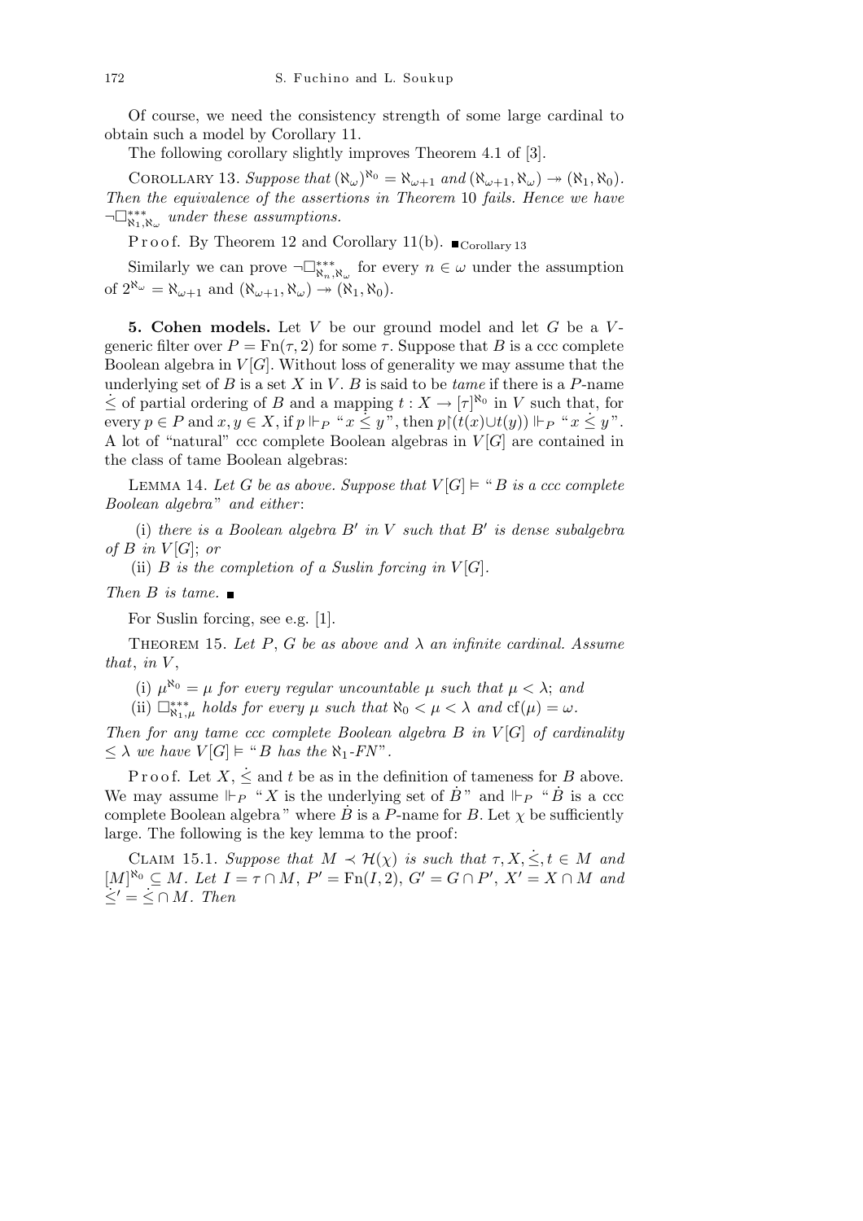Of course, we need the consistency strength of some large cardinal to obtain such a model by Corollary 11.

The following corollary slightly improves Theorem 4.1 of [3].

Corollary 13. *Suppose that $(\aleph_\omega)^{\aleph_0} = \aleph_{\omega+1}$ and $(\aleph_{\omega+1}, \aleph_\omega) \twoheadrightarrow (\aleph_1, \aleph_0)$. Then the equivalence of the assertions in Theorem* 10 *fails. Hence we have* $\neg\square^{***}_{\aleph_1,\aleph_\omega}$ *under these assumptions.*

Proof. By Theorem 12 and Corollary 11(b). $\blacksquare_{\text{Corollary 13}}$

Similarly we can prove $\neg\square^{***}_{\aleph_n,\aleph_\omega}$ for every $n \in \omega$ under the assumption of $2^{\aleph_\omega} = \aleph_{\omega+1}$ and $(\aleph_{\omega+1}, \aleph_\omega) \twoheadrightarrow (\aleph_1, \aleph_0)$.

**5. Cohen models.** Let $V$ be our ground model and let $G$ be a $V$-generic filter over $P = \mathrm{Fn}(\tau, 2)$ for some $\tau$. Suppose that $B$ is a ccc complete Boolean algebra in $V[G]$. Without loss of generality we may assume that the underlying set of $B$ is a set $X$ in $V$. $B$ is said to be *tame* if there is a $P$-name $\dot{\le}$ of partial ordering of $B$ and a mapping $t : X \to [\tau]^{\aleph_0}$ in $V$ such that, for every $p \in P$ and $x, y \in X$, if $p \Vdash_P$ "$x \dot{\le} y$", then $p\restriction(t(x)\cup t(y)) \Vdash_P$ "$x \dot{\le} y$". A lot of "natural" ccc complete Boolean algebras in $V[G]$ are contained in the class of tame Boolean algebras:

Lemma 14. *Let $G$ be as above. Suppose that $V[G] \models$ "$B$ is a ccc complete Boolean algebra" and either*:

(i) *there is a Boolean algebra $B'$ in $V$ such that $B'$ is dense subalgebra of $B$ in $V[G]$*; *or*

(ii) *$B$ is the completion of a Suslin forcing in $V[G]$.*

*Then $B$ is tame.* $\blacksquare$

For Suslin forcing, see e.g. [1].

Theorem 15. *Let $P$, $G$ be as above and $\lambda$ an infinite cardinal. Assume that*, *in $V$*,

(i) *$\mu^{\aleph_0} = \mu$ for every regular uncountable $\mu$ such that $\mu < \lambda$*; *and*

(ii) *$\square^{***}_{\aleph_1,\mu}$ holds for every $\mu$ such that $\aleph_0 < \mu < \lambda$ and $\mathrm{cf}(\mu) = \omega$.*

*Then for any tame ccc complete Boolean algebra $B$ in $V[G]$ of cardinality $\le \lambda$ we have $V[G] \models$ "$B$ has the $\aleph_1$-FN".*

Proof. Let $X$, $\dot{\le}$ and $t$ be as in the definition of tameness for $B$ above. We may assume $\Vdash_P$ "$X$ is the underlying set of $\dot{B}$" and $\Vdash_P$ "$\dot{B}$ is a ccc complete Boolean algebra" where $\dot{B}$ is a $P$-name for $B$. Let $\chi$ be sufficiently large. The following is the key lemma to the proof:

Claim 15.1. *Suppose that $M \prec \mathcal{H}(\chi)$ is such that $\tau, X, \dot{\le}, t \in M$ and $[M]^{\aleph_0} \subseteq M$. Let $I = \tau \cap M$, $P' = \mathrm{Fn}(I, 2)$, $G' = G \cap P'$, $X' = X \cap M$ and $\dot{\le}' = \dot{\le} \cap M$. Then*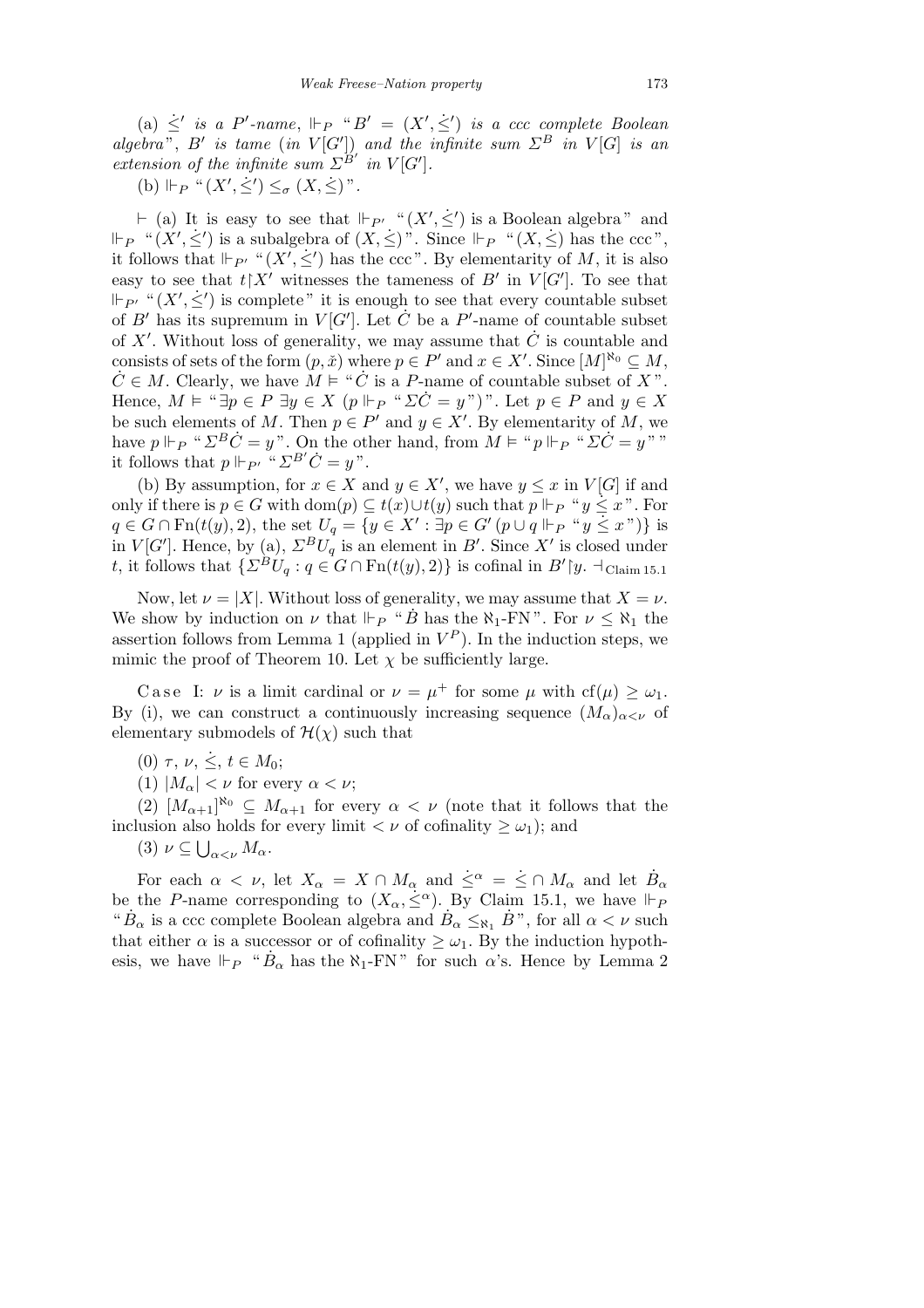(a) $\dot{\leq}'$ *is a* $P'$*-name*, $\Vdash_P$ "$B' = (X', \dot{\leq}')$ *is a ccc complete Boolean algebra*", $B'$ *is tame* (*in* $V[G']$) *and the infinite sum* $\Sigma^B$ *in* $V[G]$ *is an extension of the infinite sum* $\Sigma^{B'}$ *in* $V[G']$.

(b) $\Vdash_P$ "$(X', \dot{\leq}') \leq_\sigma (X, \dot{\leq})$".

$\vdash$ (a) It is easy to see that $\Vdash_{P'}$ "$(X', \dot{\leq}')$ is a Boolean algebra" and $\Vdash_P$ "$(X', \dot{\leq}')$ is a subalgebra of $(X, \dot{\leq})$". Since $\Vdash_P$ "$(X, \dot{\leq})$ has the ccc", it follows that $\Vdash_{P'}$ "$(X', \dot{\leq}')$ has the ccc". By elementarity of $M$, it is also easy to see that $t{\restriction}X'$ witnesses the tameness of $B'$ in $V[G']$. To see that $\Vdash_{P'}$ "$(X', \dot{\leq}')$ is complete" it is enough to see that every countable subset of $B'$ has its supremum in $V[G']$. Let $\dot{C}$ be a $P'$-name of countable subset of $X'$. Without loss of generality, we may assume that $\dot{C}$ is countable and consists of sets of the form $(p, \check{x})$ where $p \in P'$ and $x \in X'$. Since $[M]^{\aleph_0} \subseteq M$, $\dot{C} \in M$. Clearly, we have $M \vDash$ "$\dot{C}$ is a $P$-name of countable subset of $X$". Hence, $M \vDash$ "$\exists p \in P\ \exists y \in X\ (p \Vdash_P$ "$\Sigma\dot{C} = y$")". Let $p \in P$ and $y \in X$ be such elements of $M$. Then $p \in P'$ and $y \in X'$. By elementarity of $M$, we have $p \Vdash_P$ "$\Sigma^B \dot{C} = y$". On the other hand, from $M \vDash$ "$p \Vdash_P$ "$\Sigma\dot{C} = y$"" it follows that $p \Vdash_{P'}$ "$\Sigma^{B'}\dot{C} = y$".

(b) By assumption, for $x \in X$ and $y \in X'$, we have $y \leq x$ in $V[G]$ if and only if there is $p \in G$ with $\mathrm{dom}(p) \subseteq t(x) \cup t(y)$ such that $p \Vdash_P$ "$y \dot{\leq} x$". For $q \in G \cap \mathrm{Fn}(t(y), 2)$, the set $U_q = \{y \in X' : \exists p \in G'\ (p \cup q \Vdash_P$ "$y \dot{\leq} x$")$\}$ is in $V[G']$. Hence, by (a), $\Sigma^B U_q$ is an element in $B'$. Since $X'$ is closed under $t$, it follows that $\{\Sigma^B U_q : q \in G \cap \mathrm{Fn}(t(y), 2)\}$ is cofinal in $B'{\restriction}y$. $\dashv_{\text{Claim 15.1}}$

Now, let $\nu = |X|$. Without loss of generality, we may assume that $X = \nu$. We show by induction on $\nu$ that $\Vdash_P$ "$\dot{B}$ has the $\aleph_1$-FN". For $\nu \leq \aleph_1$ the assertion follows from Lemma 1 (applied in $V^P$). In the induction steps, we mimic the proof of Theorem 10. Let $\chi$ be sufficiently large.

Case I: $\nu$ is a limit cardinal or $\nu = \mu^+$ for some $\mu$ with $\mathrm{cf}(\mu) \geq \omega_1$. By (i), we can construct a continuously increasing sequence $(M_\alpha)_{\alpha<\nu}$ of elementary submodels of $\mathcal{H}(\chi)$ such that

(0) $\tau$, $\nu$, $\dot{\leq}$, $t \in M_0$;

(1) $|M_\alpha| < \nu$ for every $\alpha < \nu$;

(2) $[M_{\alpha+1}]^{\aleph_0} \subseteq M_{\alpha+1}$ for every $\alpha < \nu$ (note that it follows that the inclusion also holds for every limit $< \nu$ of cofinality $\geq \omega_1$); and

(3) $\nu \subseteq \bigcup_{\alpha<\nu} M_\alpha$.

For each $\alpha < \nu$, let $X_\alpha = X \cap M_\alpha$ and $\dot{\leq}^\alpha = \dot{\leq} \cap M_\alpha$ and let $\dot{B}_\alpha$ be the $P$-name corresponding to $(X_\alpha, \dot{\leq}^\alpha)$. By Claim 15.1, we have $\Vdash_P$ "$\dot{B}_\alpha$ is a ccc complete Boolean algebra and $\dot{B}_\alpha \leq_{\aleph_1} \dot{B}$", for all $\alpha < \nu$ such that either $\alpha$ is a successor or of cofinality $\geq \omega_1$. By the induction hypothesis, we have $\Vdash_P$ "$\dot{B}_\alpha$ has the $\aleph_1$-FN" for such $\alpha$'s. Hence by Lemma 2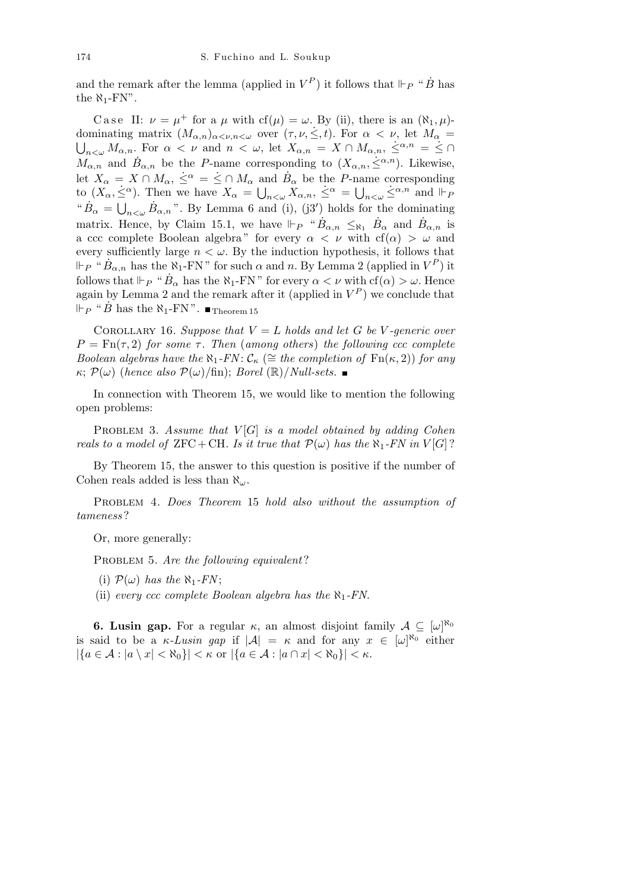and the remark after the lemma (applied in $V^P$) it follows that $\Vdash_P$ "$\dot{B}$ has the $\aleph_1$-FN".

Case II: $\nu = \mu^+$ for a $\mu$ with $\mathrm{cf}(\mu) = \omega$. By (ii), there is an $(\aleph_1, \mu)$-dominating matrix $(M_{\alpha,n})_{\alpha<\nu,n<\omega}$ over $(\tau, \nu, \dot{\leq}, t)$. For $\alpha < \nu$, let $M_\alpha = \bigcup_{n<\omega} M_{\alpha,n}$. For $\alpha < \nu$ and $n < \omega$, let $X_{\alpha,n} = X \cap M_{\alpha,n}$, $\dot{\leq}^{\alpha,n} = \dot{\leq} \cap M_{\alpha,n}$ and $\dot{B}_{\alpha,n}$ be the $P$-name corresponding to $(X_{\alpha,n}, \dot{\leq}^{\alpha,n})$. Likewise, let $X_\alpha = X \cap M_\alpha$, $\dot{\leq}^\alpha = \dot{\leq} \cap M_\alpha$ and $\dot{B}_\alpha$ be the $P$-name corresponding to $(X_\alpha, \dot{\leq}^\alpha)$. Then we have $X_\alpha = \bigcup_{n<\omega} X_{\alpha,n}$, $\dot{\leq}^\alpha = \bigcup_{n<\omega} \dot{\leq}^{\alpha,n}$ and $\Vdash_P$ "$\dot{B}_\alpha = \bigcup_{n<\omega} \dot{B}_{\alpha,n}$". By Lemma 6 and (i), (j3$'$) holds for the dominating matrix. Hence, by Claim 15.1, we have $\Vdash_P$ "$\dot{B}_{\alpha,n} \leq_{\aleph_1} \dot{B}_\alpha$ and $\dot{B}_{\alpha,n}$ is a ccc complete Boolean algebra" for every $\alpha < \nu$ with $\mathrm{cf}(\alpha) > \omega$ and every sufficiently large $n < \omega$. By the induction hypothesis, it follows that $\Vdash_P$ "$\dot{B}_{\alpha,n}$ has the $\aleph_1$-FN" for such $\alpha$ and $n$. By Lemma 2 (applied in $V^P$) it follows that $\Vdash_P$ "$\dot{B}_\alpha$ has the $\aleph_1$-FN" for every $\alpha < \nu$ with $\mathrm{cf}(\alpha) > \omega$. Hence again by Lemma 2 and the remark after it (applied in $V^P$) we conclude that $\Vdash_P$ "$\dot{B}$ has the $\aleph_1$-FN". $\blacksquare_{\text{Theorem 15}}$

Corollary 16. *Suppose that $V = L$ holds and let $G$ be $V$-generic over $P = \mathrm{Fn}(\tau, 2)$ for some $\tau$. Then* (*among others*) *the following ccc complete Boolean algebras have the $\aleph_1$-FN*: $\mathcal{C}_\kappa$ ($\cong$ *the completion of* $\mathrm{Fn}(\kappa, 2)$) *for any* $\kappa$; $\mathcal{P}(\omega)$ (*hence also* $\mathcal{P}(\omega)/\mathrm{fin}$); *Borel* $(\mathbb{R})$/*Null-sets.* $\blacksquare$

In connection with Theorem 15, we would like to mention the following open problems:

Problem 3. *Assume that $V[G]$ is a model obtained by adding Cohen reals to a model of* ZFC + CH. *Is it true that $\mathcal{P}(\omega)$ has the $\aleph_1$-FN in $V[G]$?*

By Theorem 15, the answer to this question is positive if the number of Cohen reals added is less than $\aleph_\omega$.

Problem 4. *Does Theorem* 15 *hold also without the assumption of tameness?*

Or, more generally:

Problem 5. *Are the following equivalent?*

(i) *$\mathcal{P}(\omega)$ has the $\aleph_1$-FN;*

(ii) *every ccc complete Boolean algebra has the $\aleph_1$-FN.*

**6. Lusin gap.** For a regular $\kappa$, an almost disjoint family $\mathcal{A} \subseteq [\omega]^{\aleph_0}$ is said to be a *$\kappa$-Lusin gap* if $|\mathcal{A}| = \kappa$ and for any $x \in [\omega]^{\aleph_0}$ either $|\{a \in \mathcal{A} : |a \setminus x| < \aleph_0\}| < \kappa$ or $|\{a \in \mathcal{A} : |a \cap x| < \aleph_0\}| < \kappa$.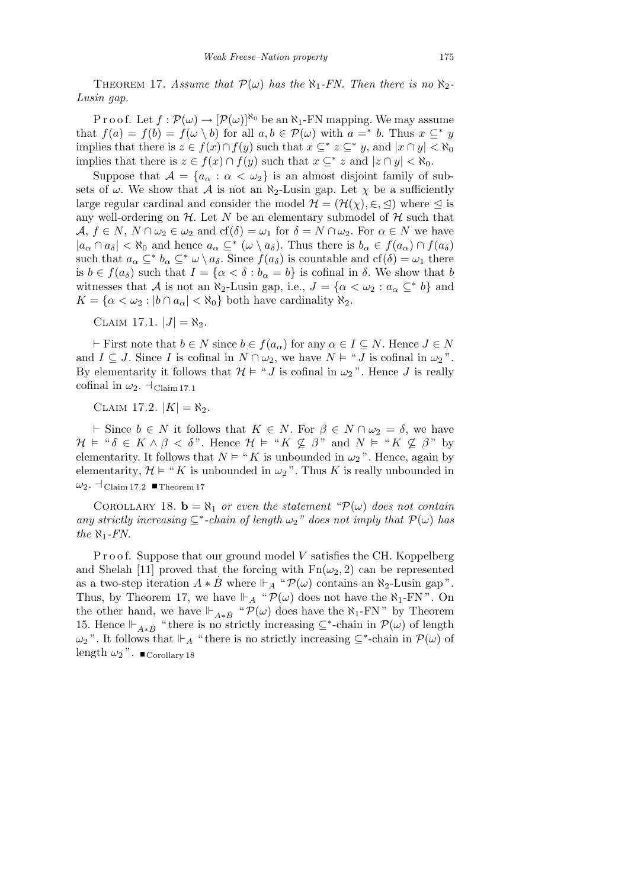THEOREM 17. *Assume that $\mathcal{P}(\omega)$ has the $\aleph_1$-FN. Then there is no $\aleph_2$-Lusin gap.*

Proof. Let $f : \mathcal{P}(\omega) \to [\mathcal{P}(\omega)]^{\aleph_0}$ be an $\aleph_1$-FN mapping. We may assume that $f(a) = f(b) = f(\omega \setminus b)$ for all $a, b \in \mathcal{P}(\omega)$ with $a =^* b$. Thus $x \subseteq^* y$ implies that there is $z \in f(x) \cap f(y)$ such that $x \subseteq^* z \subseteq^* y$, and $|x \cap y| < \aleph_0$ implies that there is $z \in f(x) \cap f(y)$ such that $x \subseteq^* z$ and $|z \cap y| < \aleph_0$.

Suppose that $\mathcal{A} = \{a_\alpha : \alpha < \omega_2\}$ is an almost disjoint family of subsets of $\omega$. We show that $\mathcal{A}$ is not an $\aleph_2$-Lusin gap. Let $\chi$ be a sufficiently large regular cardinal and consider the model $\mathcal{H} = (\mathcal{H}(\chi), \in, \trianglelefteq)$ where $\trianglelefteq$ is any well-ordering on $\mathcal{H}$. Let $N$ be an elementary submodel of $\mathcal{H}$ such that $\mathcal{A}$, $f \in N$, $N \cap \omega_2 \in \omega_2$ and $\mathrm{cf}(\delta) = \omega_1$ for $\delta = N \cap \omega_2$. For $\alpha \in N$ we have $|a_\alpha \cap a_\delta| < \aleph_0$ and hence $a_\alpha \subseteq^* (\omega \setminus a_\delta)$. Thus there is $b_\alpha \in f(a_\alpha) \cap f(a_\delta)$ such that $a_\alpha \subseteq^* b_\alpha \subseteq^* \omega \setminus a_\delta$. Since $f(a_\delta)$ is countable and $\mathrm{cf}(\delta) = \omega_1$ there is $b \in f(a_\delta)$ such that $I = \{\alpha < \delta : b_\alpha = b\}$ is cofinal in $\delta$. We show that $b$ witnesses that $\mathcal{A}$ is not an $\aleph_2$-Lusin gap, i.e., $J = \{\alpha < \omega_2 : a_\alpha \subseteq^* b\}$ and $K = \{\alpha < \omega_2 : |b \cap a_\alpha| < \aleph_0\}$ both have cardinality $\aleph_2$.

CLAIM 17.1. $|J| = \aleph_2$.

$\vdash$ First note that $b \in N$ since $b \in f(a_\alpha)$ for any $\alpha \in I \subseteq N$. Hence $J \in N$ and $I \subseteq J$. Since $I$ is cofinal in $N \cap \omega_2$, we have $N \vDash$ "$J$ is cofinal in $\omega_2$". By elementarity it follows that $\mathcal{H} \vDash$ "$J$ is cofinal in $\omega_2$". Hence $J$ is really cofinal in $\omega_2$. $\dashv_{\text{Claim 17.1}}$

CLAIM 17.2. $|K| = \aleph_2$.

$\vdash$ Since $b \in N$ it follows that $K \in N$. For $\beta \in N \cap \omega_2 = \delta$, we have $\mathcal{H} \vDash$ "$\delta \in K \wedge \beta < \delta$". Hence $\mathcal{H} \vDash$ "$K \not\subseteq \beta$" and $N \vDash$ "$K \not\subseteq \beta$" by elementarity. It follows that $N \vDash$ "$K$ is unbounded in $\omega_2$". Hence, again by elementarity, $\mathcal{H} \vDash$ "$K$ is unbounded in $\omega_2$". Thus $K$ is really unbounded in $\omega_2$. $\dashv_{\text{Claim 17.2}}$ ■Theorem 17

COROLLARY 18. $\mathbf{b} = \aleph_1$ *or even the statement "$\mathcal{P}(\omega)$ does not contain any strictly increasing $\subseteq^*$-chain of length $\omega_2$" does not imply that $\mathcal{P}(\omega)$ has the $\aleph_1$-FN.*

Proof. Suppose that our ground model $V$ satisfies the CH. Koppelberg and Shelah [11] proved that the forcing with $\mathrm{Fn}(\omega_2, 2)$ can be represented as a two-step iteration $A * \dot{B}$ where $\Vdash_A$ "$\mathcal{P}(\omega)$ contains an $\aleph_2$-Lusin gap". Thus, by Theorem 17, we have $\Vdash_A$ "$\mathcal{P}(\omega)$ does not have the $\aleph_1$-FN". On the other hand, we have $\Vdash_{A*\dot{B}}$ "$\mathcal{P}(\omega)$ does have the $\aleph_1$-FN" by Theorem 15. Hence $\Vdash_{A*\dot{B}}$ "there is no strictly increasing $\subseteq^*$-chain in $\mathcal{P}(\omega)$ of length $\omega_2$". It follows that $\Vdash_A$ "there is no strictly increasing $\subseteq^*$-chain in $\mathcal{P}(\omega)$ of length $\omega_2$". ■Corollary 18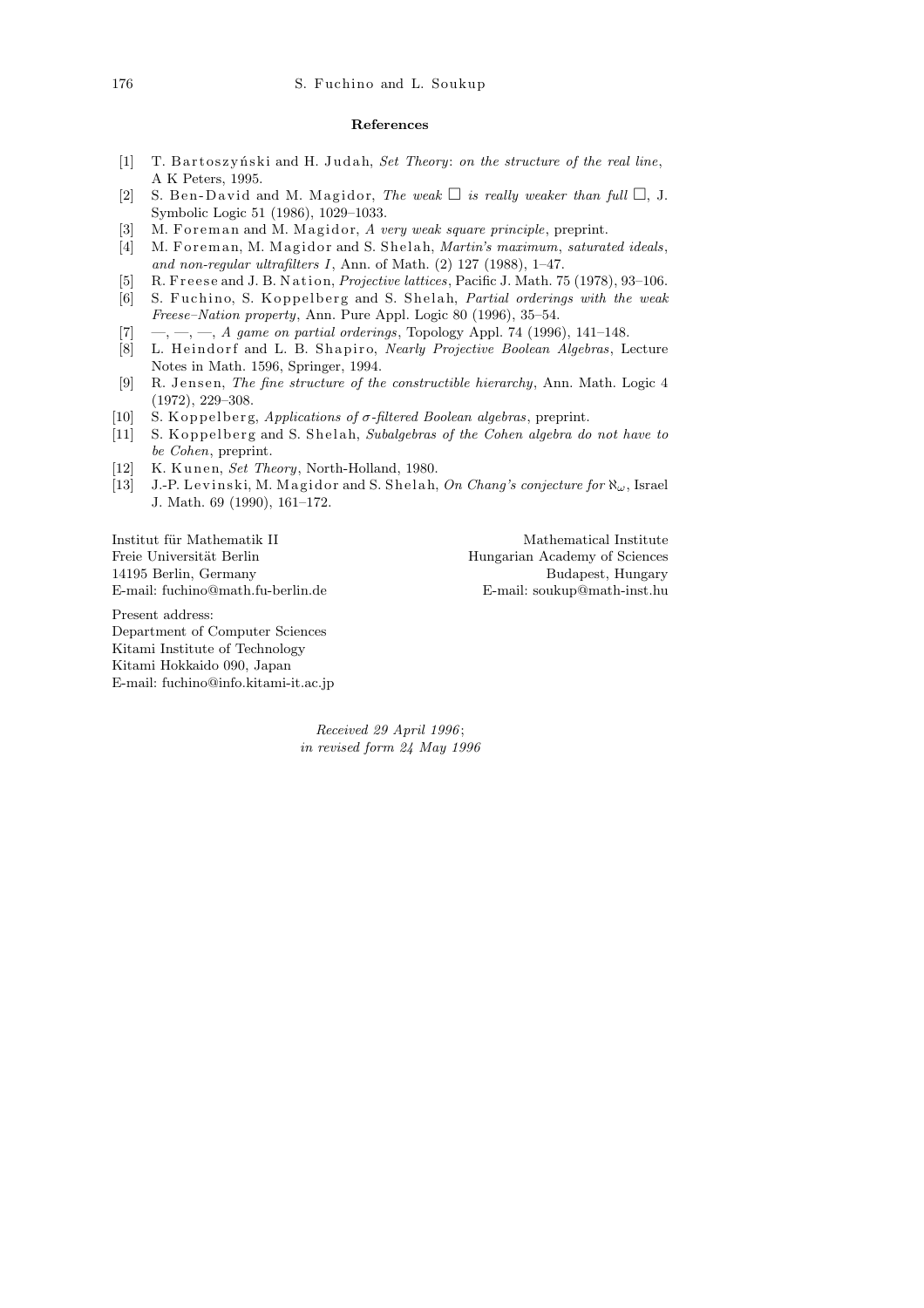## References

[1] T. Bartoszyński and H. Judah, *Set Theory: on the structure of the real line*, A K Peters, 1995.

[2] S. Ben-David and M. Magidor, *The weak $\square$ is really weaker than full $\square$*, J. Symbolic Logic 51 (1986), 1029–1033.

[3] M. Foreman and M. Magidor, *A very weak square principle*, preprint.

[4] M. Foreman, M. Magidor and S. Shelah, *Martin's maximum, saturated ideals, and non-regular ultrafilters I*, Ann. of Math. (2) 127 (1988), 1–47.

[5] R. Freese and J. B. Nation, *Projective lattices*, Pacific J. Math. 75 (1978), 93–106.

[6] S. Fuchino, S. Koppelberg and S. Shelah, *Partial orderings with the weak Freese–Nation property*, Ann. Pure Appl. Logic 80 (1996), 35–54.

[7] —, —, —, *A game on partial orderings*, Topology Appl. 74 (1996), 141–148.

[8] L. Heindorf and L. B. Shapiro, *Nearly Projective Boolean Algebras*, Lecture Notes in Math. 1596, Springer, 1994.

[9] R. Jensen, *The fine structure of the constructible hierarchy*, Ann. Math. Logic 4 (1972), 229–308.

[10] S. Koppelberg, *Applications of $\sigma$-filtered Boolean algebras*, preprint.

[11] S. Koppelberg and S. Shelah, *Subalgebras of the Cohen algebra do not have to be Cohen*, preprint.

[12] K. Kunen, *Set Theory*, North-Holland, 1980.

[13] J.-P. Levinski, M. Magidor and S. Shelah, *On Chang's conjecture for $\aleph_\omega$*, Israel J. Math. 69 (1990), 161–172.

Institut für Mathematik II
Freie Universität Berlin
14195 Berlin, Germany
E-mail: fuchino@math.fu-berlin.de

Present address:
Department of Computer Sciences
Kitami Institute of Technology
Kitami Hokkaido 090, Japan
E-mail: fuchino@info.kitami-it.ac.jp

Mathematical Institute
Hungarian Academy of Sciences
Budapest, Hungary
E-mail: soukup@math-inst.hu

*Received 29 April 1996;*
*in revised form 24 May 1996*